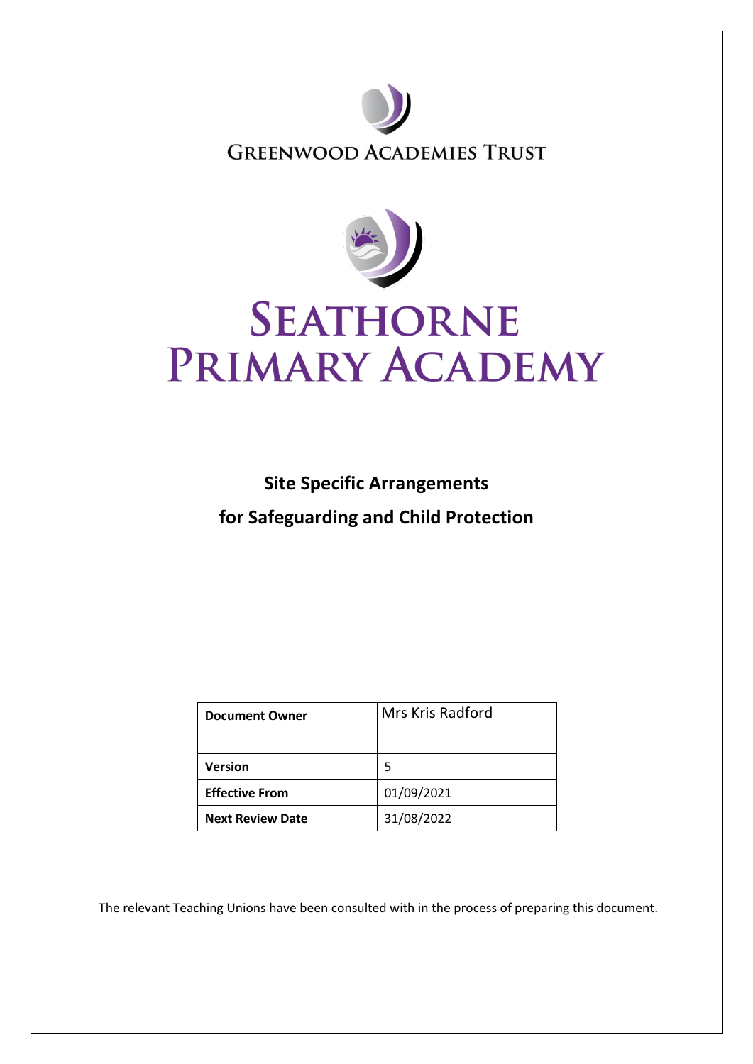# Greenwood Academies Trust

# Seathorne Primary Academy

## Site Specific Arrangements for Safeguarding and Child Protection

| Document Owner | Mrs Kris Radford |
|---|---|
| | |
| **Version** | 5 |
| **Effective From** | 01/09/2021 |
| **Next Review Date** | 31/08/2022 |

The relevant Teaching Unions have been consulted with in the process of preparing this document.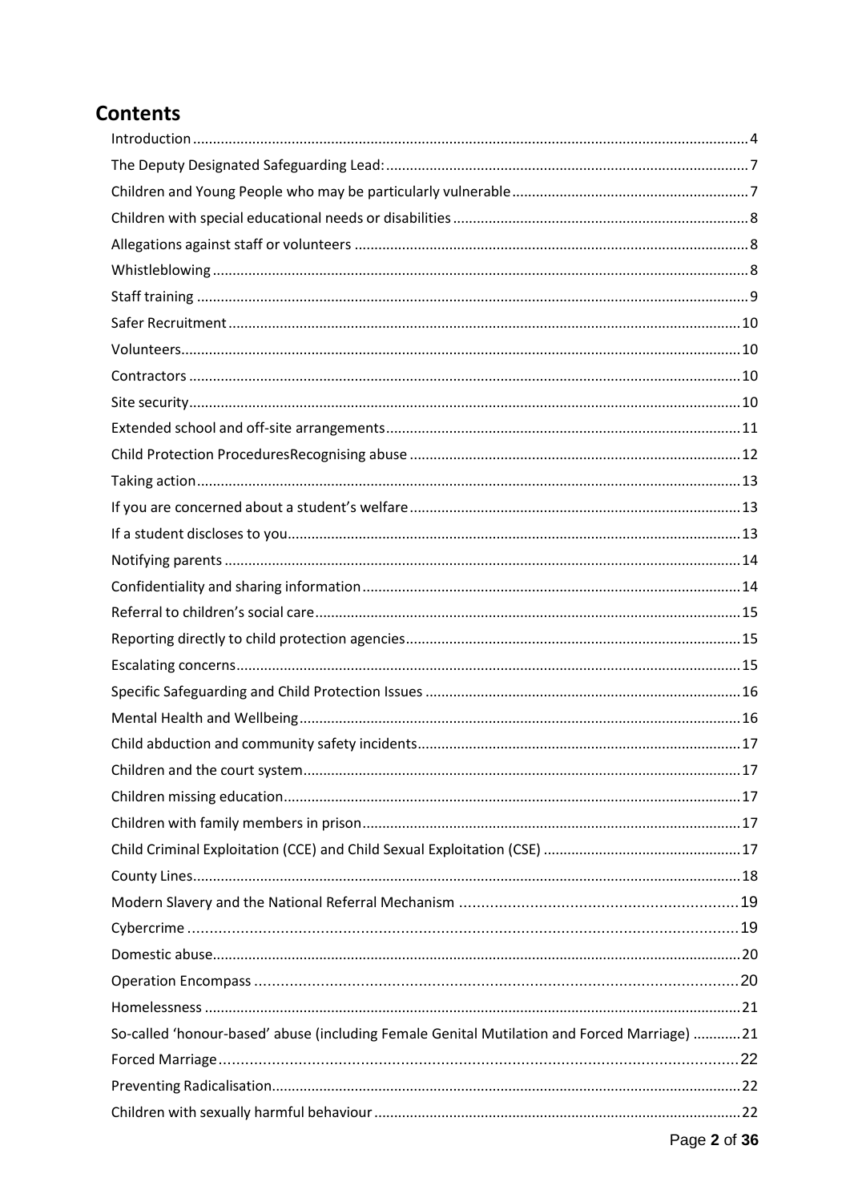## Contents

Introduction ........................................................................ 4
The Deputy Designated Safeguarding Lead: ........................................................................ 7
Children and Young People who may be particularly vulnerable ........................................................................ 7
Children with special educational needs or disabilities ........................................................................ 8
Allegations against staff or volunteers ........................................................................ 8
Whistleblowing ........................................................................ 8
Staff training ........................................................................ 9
Safer Recruitment ........................................................................ 10
Volunteers ........................................................................ 10
Contractors ........................................................................ 10
Site security ........................................................................ 10
Extended school and off-site arrangements ........................................................................ 11
Child Protection ProceduresRecognising abuse ........................................................................ 12
Taking action ........................................................................ 13
If you are concerned about a student's welfare ........................................................................ 13
If a student discloses to you ........................................................................ 13
Notifying parents ........................................................................ 14
Confidentiality and sharing information ........................................................................ 14
Referral to children's social care ........................................................................ 15
Reporting directly to child protection agencies ........................................................................ 15
Escalating concerns ........................................................................ 15
Specific Safeguarding and Child Protection Issues ........................................................................ 16
Mental Health and Wellbeing ........................................................................ 16
Child abduction and community safety incidents ........................................................................ 17
Children and the court system ........................................................................ 17
Children missing education ........................................................................ 17
Children with family members in prison ........................................................................ 17
Child Criminal Exploitation (CCE) and Child Sexual Exploitation (CSE) ........................................................................ 17
County Lines ........................................................................ 18
Modern Slavery and the National Referral Mechanism ........................................................................ 19
Cybercrime ........................................................................ 19
Domestic abuse ........................................................................ 20
Operation Encompass ........................................................................ 20
Homelessness ........................................................................ 21
So-called 'honour-based' abuse (including Female Genital Mutilation and Forced Marriage) ........................................................................ 21
Forced Marriage ........................................................................ 22
Preventing Radicalisation ........................................................................ 22
Children with sexually harmful behaviour ........................................................................ 22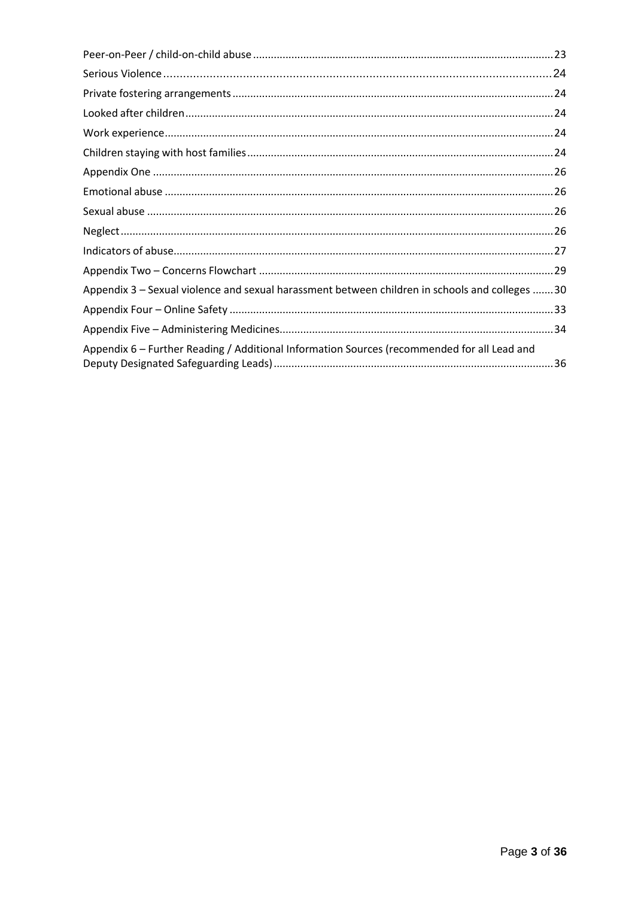Peer-on-Peer / child-on-child abuse ..... 23

Serious Violence ..... 24

Private fostering arrangements ..... 24

Looked after children ..... 24

Work experience ..... 24

Children staying with host families ..... 24

Appendix One ..... 26

Emotional abuse ..... 26

Sexual abuse ..... 26

Neglect ..... 26

Indicators of abuse ..... 27

Appendix Two – Concerns Flowchart ..... 29

Appendix 3 – Sexual violence and sexual harassment between children in schools and colleges ..... 30

Appendix Four – Online Safety ..... 33

Appendix Five – Administering Medicines ..... 34

Appendix 6 – Further Reading / Additional Information Sources (recommended for all Lead and Deputy Designated Safeguarding Leads) ..... 36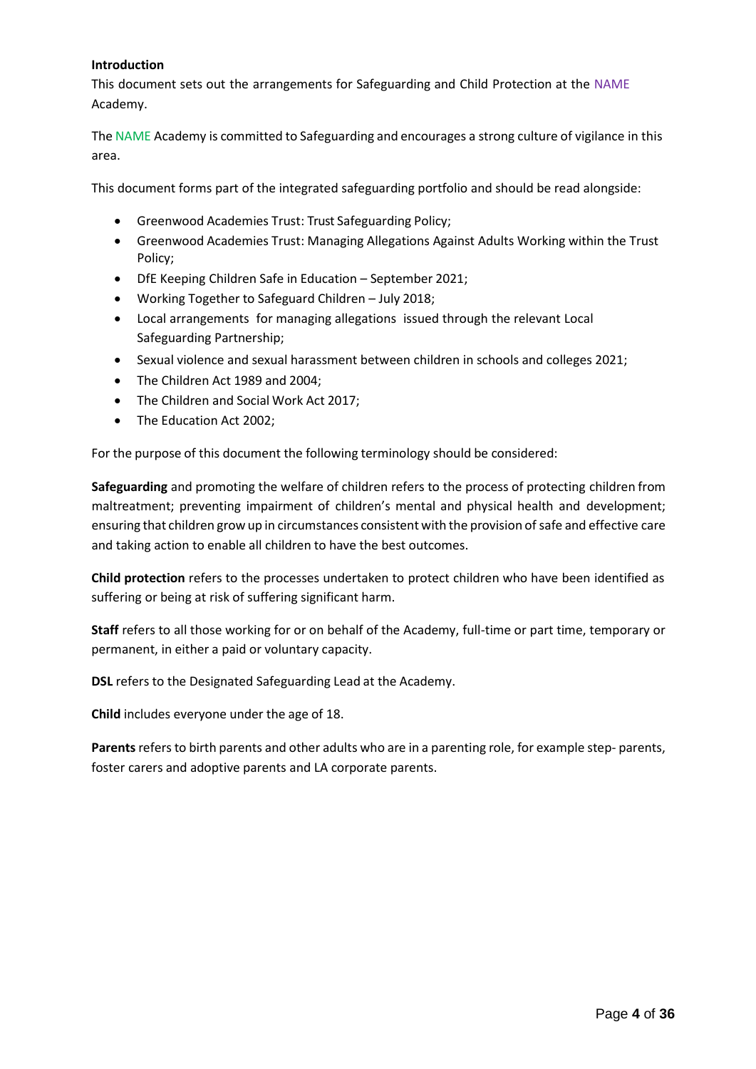**Introduction**

This document sets out the arrangements for Safeguarding and Child Protection at the NAME Academy.

The NAME Academy is committed to Safeguarding and encourages a strong culture of vigilance in this area.

This document forms part of the integrated safeguarding portfolio and should be read alongside:

- Greenwood Academies Trust: Trust Safeguarding Policy;
- Greenwood Academies Trust: Managing Allegations Against Adults Working within the Trust Policy;
- DfE Keeping Children Safe in Education – September 2021;
- Working Together to Safeguard Children – July 2018;
- Local arrangements for managing allegations issued through the relevant Local Safeguarding Partnership;
- Sexual violence and sexual harassment between children in schools and colleges 2021;
- The Children Act 1989 and 2004;
- The Children and Social Work Act 2017;
- The Education Act 2002;

For the purpose of this document the following terminology should be considered:

**Safeguarding** and promoting the welfare of children refers to the process of protecting children from maltreatment; preventing impairment of children's mental and physical health and development; ensuring that children grow up in circumstances consistent with the provision of safe and effective care and taking action to enable all children to have the best outcomes.

**Child protection** refers to the processes undertaken to protect children who have been identified as suffering or being at risk of suffering significant harm.

**Staff** refers to all those working for or on behalf of the Academy, full-time or part time, temporary or permanent, in either a paid or voluntary capacity.

**DSL** refers to the Designated Safeguarding Lead at the Academy.

**Child** includes everyone under the age of 18.

**Parents** refers to birth parents and other adults who are in a parenting role, for example step- parents, foster carers and adoptive parents and LA corporate parents.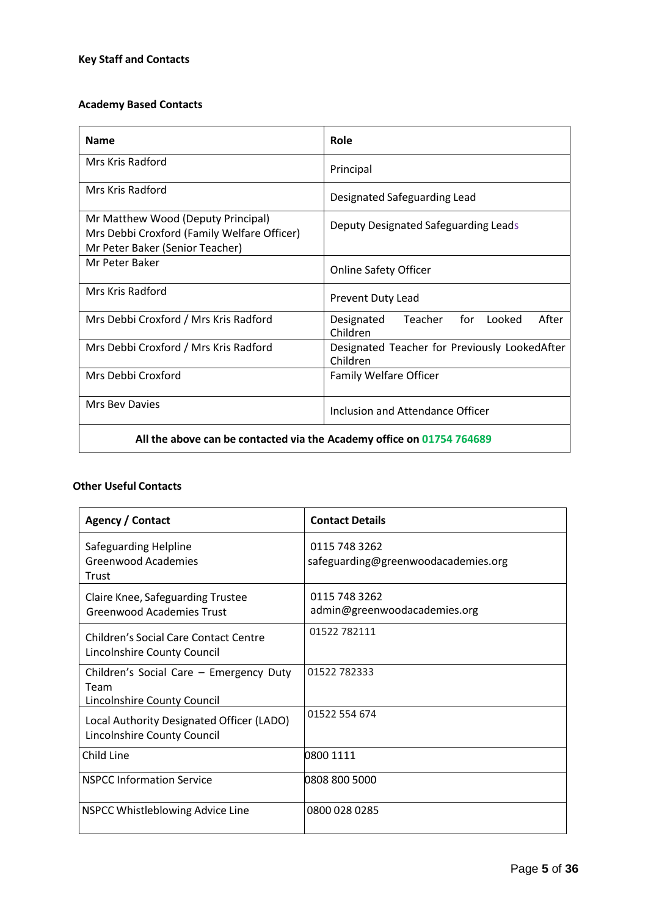**Key Staff and Contacts**

**Academy Based Contacts**

| Name | Role |
|---|---|
| Mrs Kris Radford | Principal |
| Mrs Kris Radford | Designated Safeguarding Lead |
| Mr Matthew Wood (Deputy Principal)<br>Mrs Debbi Croxford (Family Welfare Officer)<br>Mr Peter Baker (Senior Teacher) | Deputy Designated Safeguarding Leads |
| Mr Peter Baker | Online Safety Officer |
| Mrs Kris Radford | Prevent Duty Lead |
| Mrs Debbi Croxford / Mrs Kris Radford | Designated Teacher for Looked After Children |
| Mrs Debbi Croxford / Mrs Kris Radford | Designated Teacher for Previously LookedAfter Children |
| Mrs Debbi Croxford | Family Welfare Officer |
| Mrs Bev Davies | Inclusion and Attendance Officer |
| **All the above can be contacted via the Academy office on 01754 764689** | |

**Other Useful Contacts**

| Agency / Contact | Contact Details |
|---|---|
| Safeguarding Helpline<br>Greenwood Academies Trust | 0115 748 3262<br>safeguarding@greenwoodacademies.org |
| Claire Knee, Safeguarding Trustee<br>Greenwood Academies Trust | 0115 748 3262<br>admin@greenwoodacademies.org |
| Children's Social Care Contact Centre<br>Lincolnshire County Council | 01522 782111 |
| Children's Social Care – Emergency Duty Team<br>Lincolnshire County Council | 01522 782333 |
| Local Authority Designated Officer (LADO)<br>Lincolnshire County Council | 01522 554 674 |
| Child Line | 0800 1111 |
| NSPCC Information Service | 0808 800 5000 |
| NSPCC Whistleblowing Advice Line | 0800 028 0285 |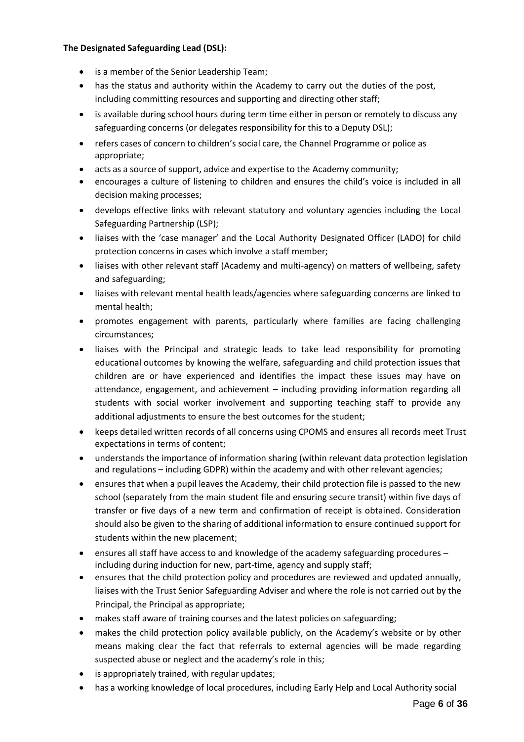**The Designated Safeguarding Lead (DSL):**

- is a member of the Senior Leadership Team;
- has the status and authority within the Academy to carry out the duties of the post, including committing resources and supporting and directing other staff;
- is available during school hours during term time either in person or remotely to discuss any safeguarding concerns (or delegates responsibility for this to a Deputy DSL);
- refers cases of concern to children's social care, the Channel Programme or police as appropriate;
- acts as a source of support, advice and expertise to the Academy community;
- encourages a culture of listening to children and ensures the child's voice is included in all decision making processes;
- develops effective links with relevant statutory and voluntary agencies including the Local Safeguarding Partnership (LSP);
- liaises with the 'case manager' and the Local Authority Designated Officer (LADO) for child protection concerns in cases which involve a staff member;
- liaises with other relevant staff (Academy and multi-agency) on matters of wellbeing, safety and safeguarding;
- liaises with relevant mental health leads/agencies where safeguarding concerns are linked to mental health;
- promotes engagement with parents, particularly where families are facing challenging circumstances;
- liaises with the Principal and strategic leads to take lead responsibility for promoting educational outcomes by knowing the welfare, safeguarding and child protection issues that children are or have experienced and identifies the impact these issues may have on attendance, engagement, and achievement – including providing information regarding all students with social worker involvement and supporting teaching staff to provide any additional adjustments to ensure the best outcomes for the student;
- keeps detailed written records of all concerns using CPOMS and ensures all records meet Trust expectations in terms of content;
- understands the importance of information sharing (within relevant data protection legislation and regulations – including GDPR) within the academy and with other relevant agencies;
- ensures that when a pupil leaves the Academy, their child protection file is passed to the new school (separately from the main student file and ensuring secure transit) within five days of transfer or five days of a new term and confirmation of receipt is obtained. Consideration should also be given to the sharing of additional information to ensure continued support for students within the new placement;
- ensures all staff have access to and knowledge of the academy safeguarding procedures – including during induction for new, part-time, agency and supply staff;
- ensures that the child protection policy and procedures are reviewed and updated annually, liaises with the Trust Senior Safeguarding Adviser and where the role is not carried out by the Principal, the Principal as appropriate;
- makes staff aware of training courses and the latest policies on safeguarding;
- makes the child protection policy available publicly, on the Academy's website or by other means making clear the fact that referrals to external agencies will be made regarding suspected abuse or neglect and the academy's role in this;
- is appropriately trained, with regular updates;
- has a working knowledge of local procedures, including Early Help and Local Authority social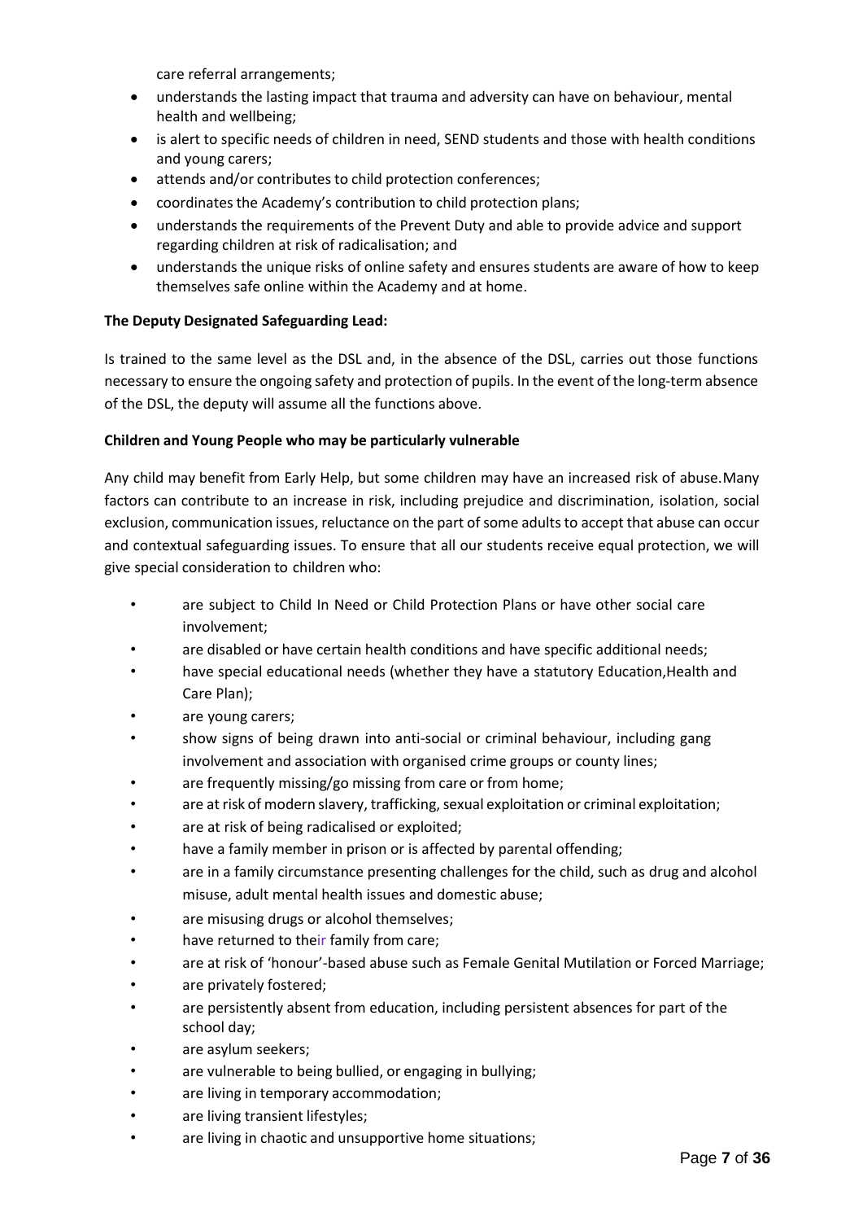care referral arrangements;

- understands the lasting impact that trauma and adversity can have on behaviour, mental health and wellbeing;
- is alert to specific needs of children in need, SEND students and those with health conditions and young carers;
- attends and/or contributes to child protection conferences;
- coordinates the Academy's contribution to child protection plans;
- understands the requirements of the Prevent Duty and able to provide advice and support regarding children at risk of radicalisation; and
- understands the unique risks of online safety and ensures students are aware of how to keep themselves safe online within the Academy and at home.

**The Deputy Designated Safeguarding Lead:**

Is trained to the same level as the DSL and, in the absence of the DSL, carries out those functions necessary to ensure the ongoing safety and protection of pupils. In the event of the long-term absence of the DSL, the deputy will assume all the functions above.

**Children and Young People who may be particularly vulnerable**

Any child may benefit from Early Help, but some children may have an increased risk of abuse.Many factors can contribute to an increase in risk, including prejudice and discrimination, isolation, social exclusion, communication issues, reluctance on the part of some adults to accept that abuse can occur and contextual safeguarding issues. To ensure that all our students receive equal protection, we will give special consideration to children who:

- are subject to Child In Need or Child Protection Plans or have other social care involvement;
- are disabled or have certain health conditions and have specific additional needs;
- have special educational needs (whether they have a statutory Education,Health and Care Plan);
- are young carers;
- show signs of being drawn into anti-social or criminal behaviour, including gang involvement and association with organised crime groups or county lines;
- are frequently missing/go missing from care or from home;
- are at risk of modern slavery, trafficking, sexual exploitation or criminal exploitation;
- are at risk of being radicalised or exploited;
- have a family member in prison or is affected by parental offending;
- are in a family circumstance presenting challenges for the child, such as drug and alcohol misuse, adult mental health issues and domestic abuse;
- are misusing drugs or alcohol themselves;
- have returned to their family from care;
- are at risk of 'honour'-based abuse such as Female Genital Mutilation or Forced Marriage;
- are privately fostered;
- are persistently absent from education, including persistent absences for part of the school day;
- are asylum seekers;
- are vulnerable to being bullied, or engaging in bullying;
- are living in temporary accommodation;
- are living transient lifestyles;
- are living in chaotic and unsupportive home situations;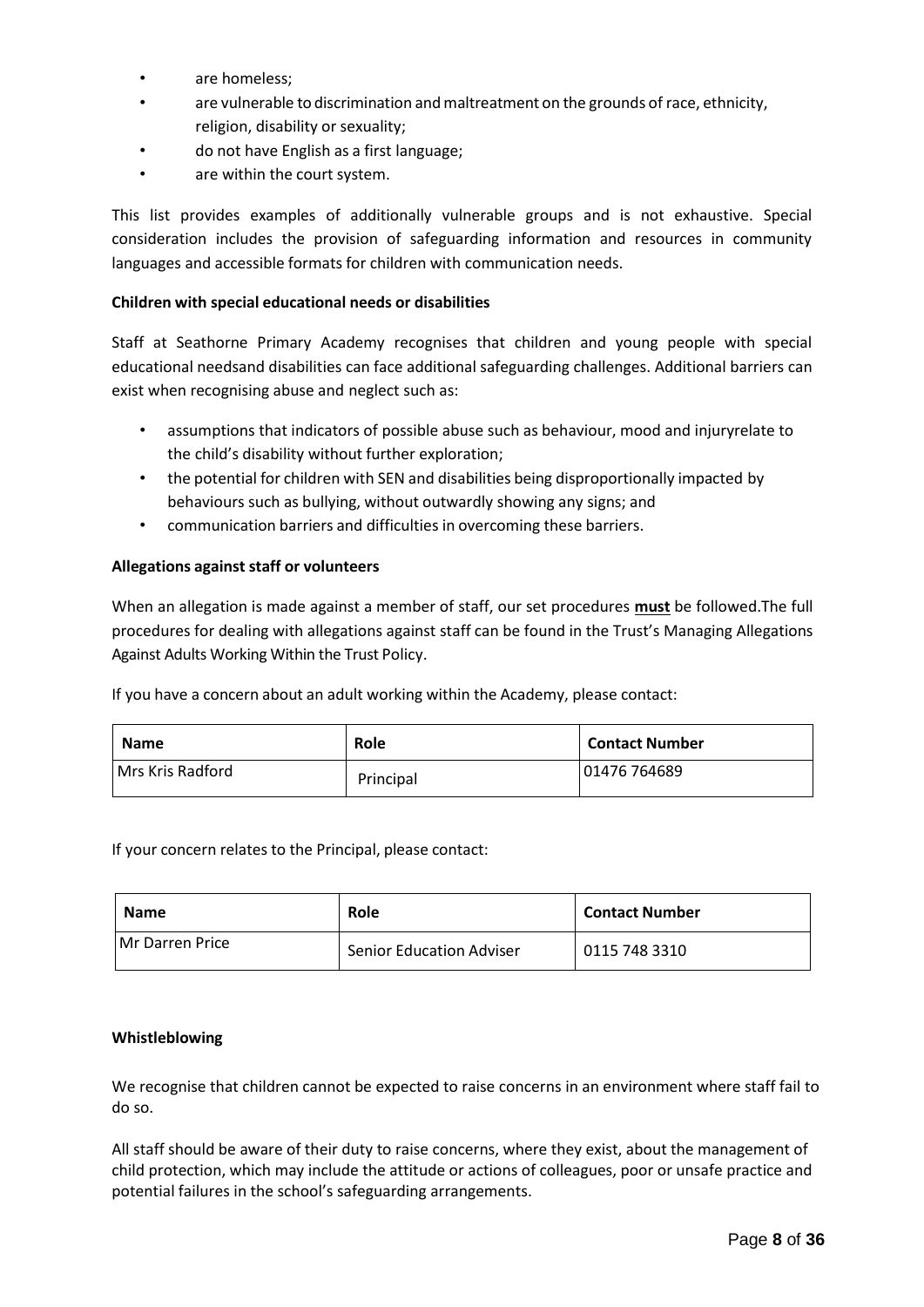- are homeless;
- are vulnerable to discrimination and maltreatment on the grounds of race, ethnicity, religion, disability or sexuality;
- do not have English as a first language;
- are within the court system.

This list provides examples of additionally vulnerable groups and is not exhaustive. Special consideration includes the provision of safeguarding information and resources in community languages and accessible formats for children with communication needs.

**Children with special educational needs or disabilities**

Staff at Seathorne Primary Academy recognises that children and young people with special educational needsand disabilities can face additional safeguarding challenges. Additional barriers can exist when recognising abuse and neglect such as:

- assumptions that indicators of possible abuse such as behaviour, mood and injuryrelate to the child's disability without further exploration;
- the potential for children with SEN and disabilities being disproportionally impacted by behaviours such as bullying, without outwardly showing any signs; and
- communication barriers and difficulties in overcoming these barriers.

**Allegations against staff or volunteers**

When an allegation is made against a member of staff, our set procedures **must** be followed.The full procedures for dealing with allegations against staff can be found in the Trust's Managing Allegations Against Adults Working Within the Trust Policy.

If you have a concern about an adult working within the Academy, please contact:

| Name | Role | Contact Number |
| --- | --- | --- |
| Mrs Kris Radford | Principal | 01476 764689 |

If your concern relates to the Principal, please contact:

| Name | Role | Contact Number |
| --- | --- | --- |
| Mr Darren Price | Senior Education Adviser | 0115 748 3310 |

**Whistleblowing**

We recognise that children cannot be expected to raise concerns in an environment where staff fail to do so.

All staff should be aware of their duty to raise concerns, where they exist, about the management of child protection, which may include the attitude or actions of colleagues, poor or unsafe practice and potential failures in the school's safeguarding arrangements.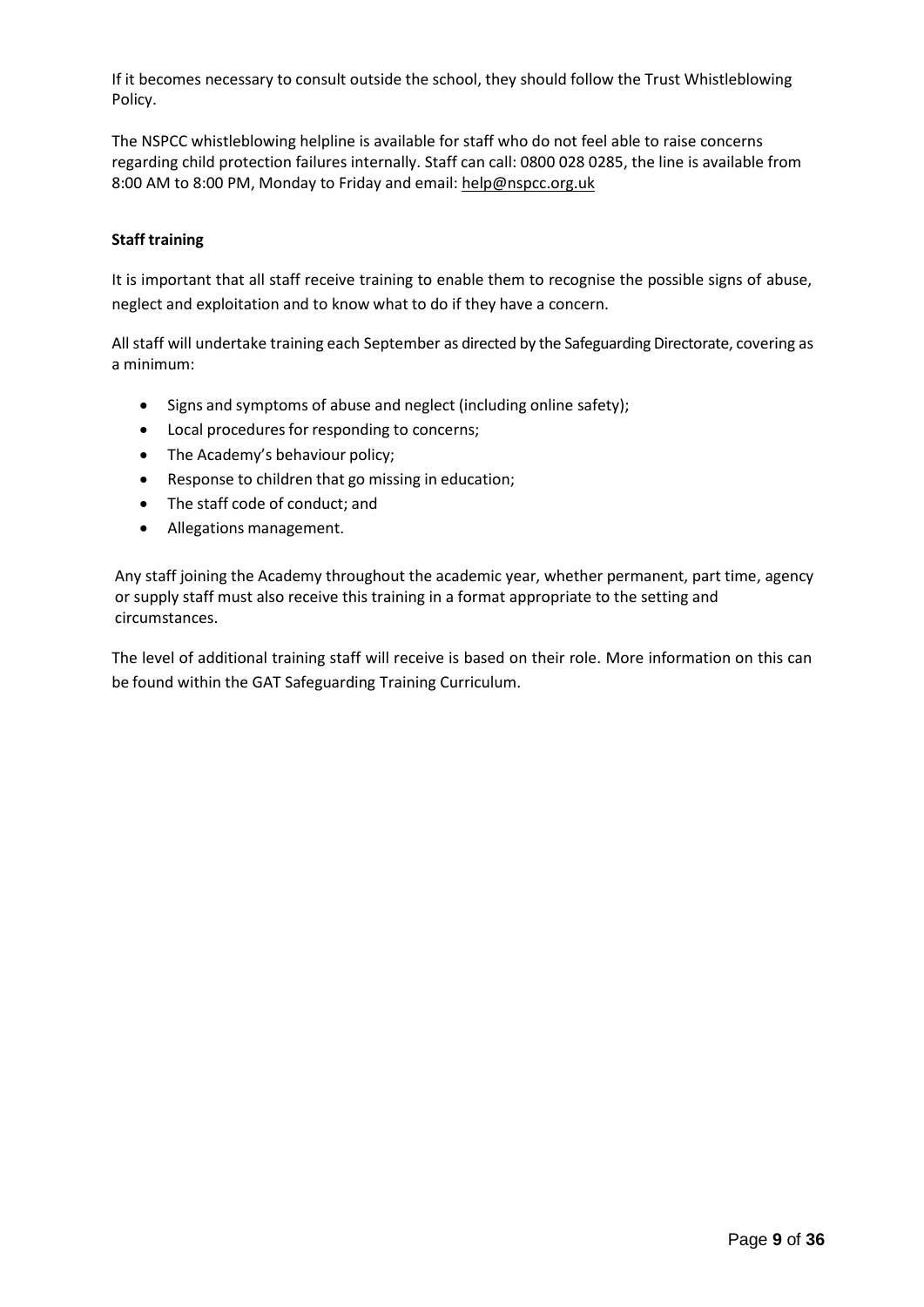If it becomes necessary to consult outside the school, they should follow the Trust Whistleblowing Policy.

The NSPCC whistleblowing helpline is available for staff who do not feel able to raise concerns regarding child protection failures internally. Staff can call: 0800 028 0285, the line is available from 8:00 AM to 8:00 PM, Monday to Friday and email: help@nspcc.org.uk

**Staff training**

It is important that all staff receive training to enable them to recognise the possible signs of abuse, neglect and exploitation and to know what to do if they have a concern.

All staff will undertake training each September as directed by the Safeguarding Directorate, covering as a minimum:

- Signs and symptoms of abuse and neglect (including online safety);
- Local procedures for responding to concerns;
- The Academy's behaviour policy;
- Response to children that go missing in education;
- The staff code of conduct; and
- Allegations management.

Any staff joining the Academy throughout the academic year, whether permanent, part time, agency or supply staff must also receive this training in a format appropriate to the setting and circumstances.

The level of additional training staff will receive is based on their role. More information on this can be found within the GAT Safeguarding Training Curriculum.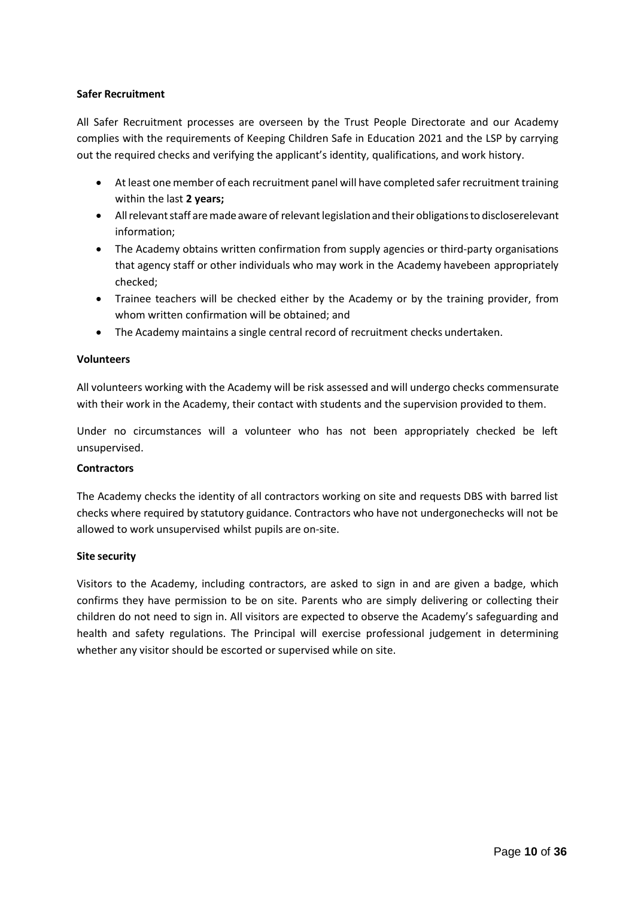**Safer Recruitment**

All Safer Recruitment processes are overseen by the Trust People Directorate and our Academy complies with the requirements of Keeping Children Safe in Education 2021 and the LSP by carrying out the required checks and verifying the applicant's identity, qualifications, and work history.

- At least one member of each recruitment panel will have completed safer recruitment training within the last **2 years;**
- All relevant staff are made aware of relevant legislation and their obligations to discloserelevant information;
- The Academy obtains written confirmation from supply agencies or third-party organisations that agency staff or other individuals who may work in the Academy havebeen appropriately checked;
- Trainee teachers will be checked either by the Academy or by the training provider, from whom written confirmation will be obtained; and
- The Academy maintains a single central record of recruitment checks undertaken.

**Volunteers**

All volunteers working with the Academy will be risk assessed and will undergo checks commensurate with their work in the Academy, their contact with students and the supervision provided to them.

Under no circumstances will a volunteer who has not been appropriately checked be left unsupervised.

**Contractors**

The Academy checks the identity of all contractors working on site and requests DBS with barred list checks where required by statutory guidance. Contractors who have not undergonechecks will not be allowed to work unsupervised whilst pupils are on-site.

**Site security**

Visitors to the Academy, including contractors, are asked to sign in and are given a badge, which confirms they have permission to be on site. Parents who are simply delivering or collecting their children do not need to sign in. All visitors are expected to observe the Academy's safeguarding and health and safety regulations. The Principal will exercise professional judgement in determining whether any visitor should be escorted or supervised while on site.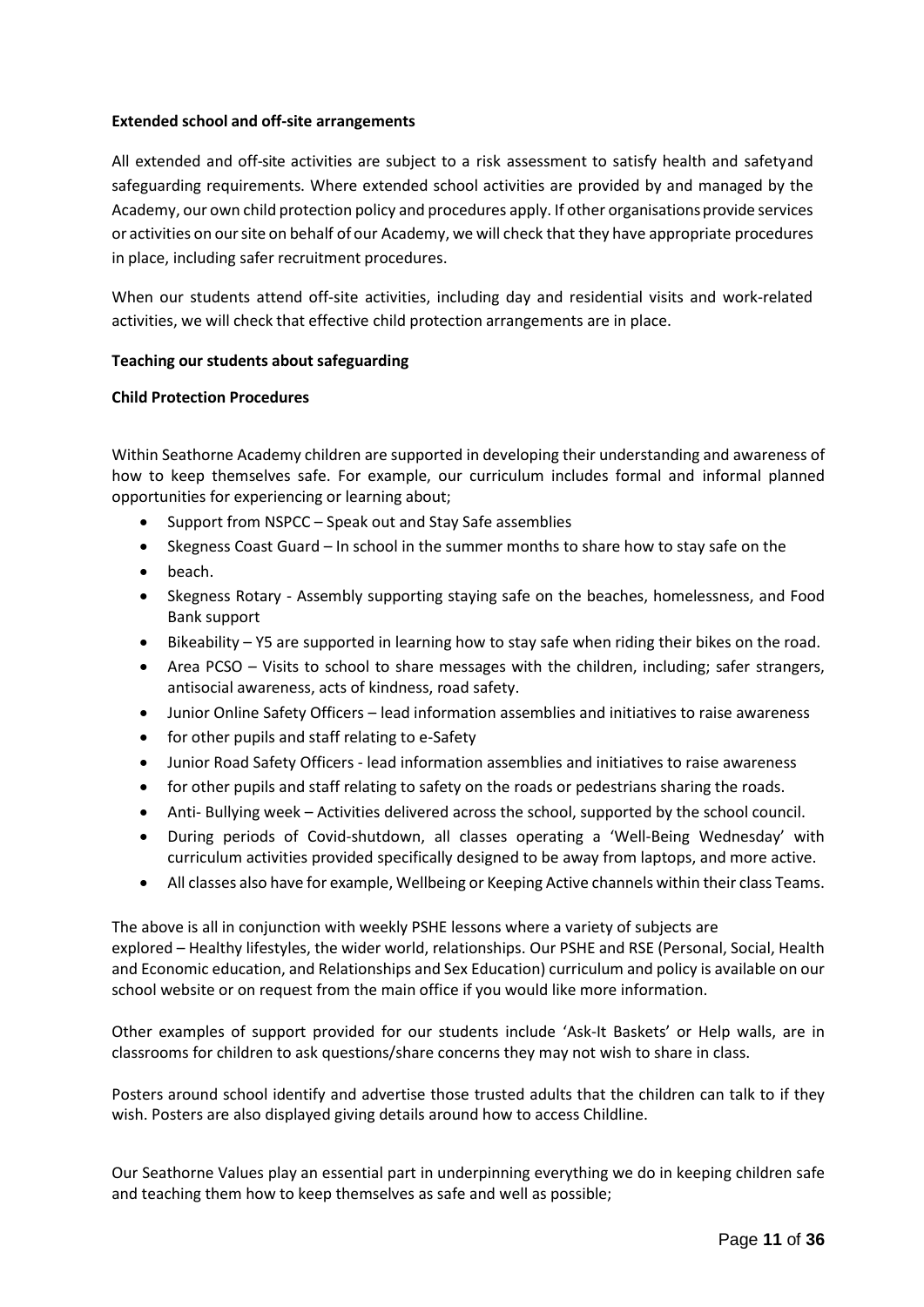**Extended school and off-site arrangements**

All extended and off-site activities are subject to a risk assessment to satisfy health and safetyand safeguarding requirements. Where extended school activities are provided by and managed by the Academy, our own child protection policy and procedures apply. If other organisations provide services or activities on our site on behalf of our Academy, we will check that they have appropriate procedures in place, including safer recruitment procedures.

When our students attend off-site activities, including day and residential visits and work-related activities, we will check that effective child protection arrangements are in place.

**Teaching our students about safeguarding**

**Child Protection Procedures**

Within Seathorne Academy children are supported in developing their understanding and awareness of how to keep themselves safe. For example, our curriculum includes formal and informal planned opportunities for experiencing or learning about;

- Support from NSPCC – Speak out and Stay Safe assemblies
- Skegness Coast Guard – In school in the summer months to share how to stay safe on the
- beach.
- Skegness Rotary - Assembly supporting staying safe on the beaches, homelessness, and Food Bank support
- Bikeability – Y5 are supported in learning how to stay safe when riding their bikes on the road.
- Area PCSO – Visits to school to share messages with the children, including; safer strangers, antisocial awareness, acts of kindness, road safety.
- Junior Online Safety Officers – lead information assemblies and initiatives to raise awareness
- for other pupils and staff relating to e-Safety
- Junior Road Safety Officers - lead information assemblies and initiatives to raise awareness
- for other pupils and staff relating to safety on the roads or pedestrians sharing the roads.
- Anti- Bullying week – Activities delivered across the school, supported by the school council.
- During periods of Covid-shutdown, all classes operating a 'Well-Being Wednesday' with curriculum activities provided specifically designed to be away from laptops, and more active.
- All classes also have for example, Wellbeing or Keeping Active channels within their class Teams.

The above is all in conjunction with weekly PSHE lessons where a variety of subjects are explored – Healthy lifestyles, the wider world, relationships. Our PSHE and RSE (Personal, Social, Health and Economic education, and Relationships and Sex Education) curriculum and policy is available on our school website or on request from the main office if you would like more information.

Other examples of support provided for our students include 'Ask-It Baskets' or Help walls, are in classrooms for children to ask questions/share concerns they may not wish to share in class.

Posters around school identify and advertise those trusted adults that the children can talk to if they wish. Posters are also displayed giving details around how to access Childline.

Our Seathorne Values play an essential part in underpinning everything we do in keeping children safe and teaching them how to keep themselves as safe and well as possible;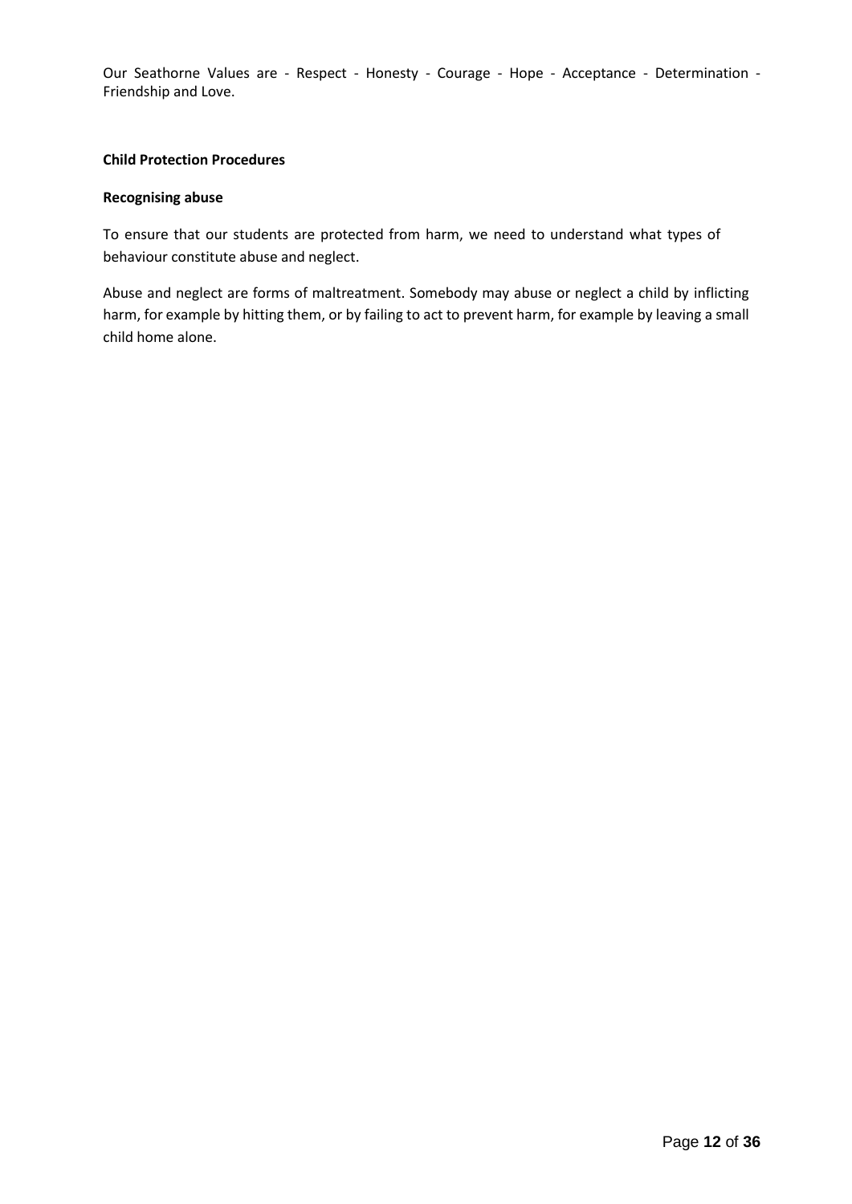Our Seathorne Values are - Respect - Honesty - Courage - Hope - Acceptance - Determination - Friendship and Love.

**Child Protection Procedures**

**Recognising abuse**

To ensure that our students are protected from harm, we need to understand what types of behaviour constitute abuse and neglect.

Abuse and neglect are forms of maltreatment. Somebody may abuse or neglect a child by inflicting harm, for example by hitting them, or by failing to act to prevent harm, for example by leaving a small child home alone.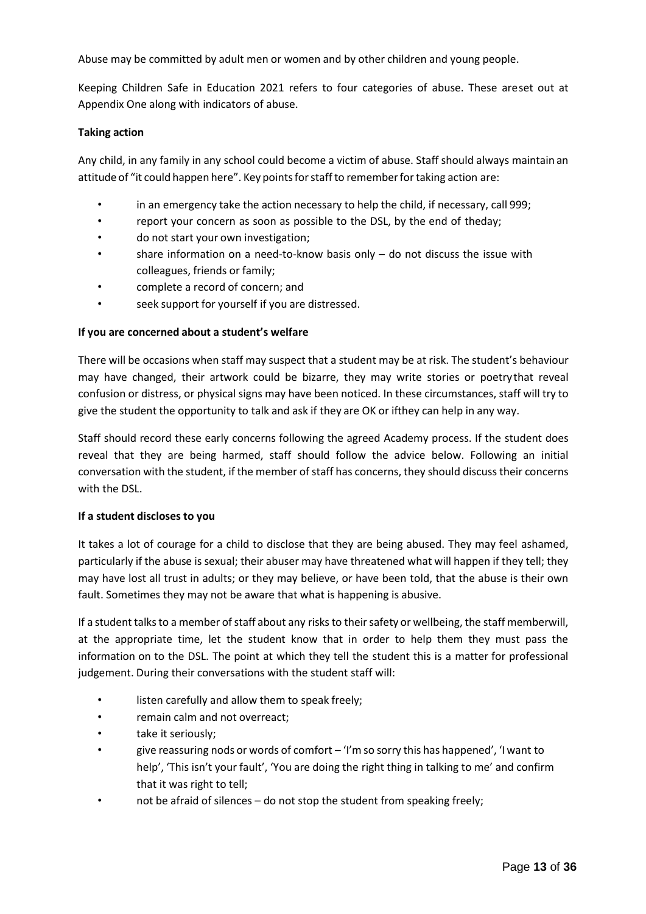Abuse may be committed by adult men or women and by other children and young people.

Keeping Children Safe in Education 2021 refers to four categories of abuse. These areset out at Appendix One along with indicators of abuse.

**Taking action**

Any child, in any family in any school could become a victim of abuse. Staff should always maintain an attitude of "it could happen here". Key points for staff to remember for taking action are:

- in an emergency take the action necessary to help the child, if necessary, call 999;
- report your concern as soon as possible to the DSL, by the end of theday;
- do not start your own investigation;
- share information on a need-to-know basis only – do not discuss the issue with colleagues, friends or family;
- complete a record of concern; and
- seek support for yourself if you are distressed.

**If you are concerned about a student's welfare**

There will be occasions when staff may suspect that a student may be at risk. The student's behaviour may have changed, their artwork could be bizarre, they may write stories or poetrythat reveal confusion or distress, or physical signs may have been noticed. In these circumstances, staff will try to give the student the opportunity to talk and ask if they are OK or ifthey can help in any way.

Staff should record these early concerns following the agreed Academy process. If the student does reveal that they are being harmed, staff should follow the advice below. Following an initial conversation with the student, if the member of staff has concerns, they should discuss their concerns with the DSL.

**If a student discloses to you**

It takes a lot of courage for a child to disclose that they are being abused. They may feel ashamed, particularly if the abuse is sexual; their abuser may have threatened what will happen if they tell; they may have lost all trust in adults; or they may believe, or have been told, that the abuse is their own fault. Sometimes they may not be aware that what is happening is abusive.

If a student talks to a member of staff about any risks to their safety or wellbeing, the staff memberwill, at the appropriate time, let the student know that in order to help them they must pass the information on to the DSL. The point at which they tell the student this is a matter for professional judgement. During their conversations with the student staff will:

- listen carefully and allow them to speak freely;
- remain calm and not overreact;
- take it seriously;
- give reassuring nods or words of comfort – 'I'm so sorry this has happened', 'I want to help', 'This isn't your fault', 'You are doing the right thing in talking to me' and confirm that it was right to tell;
- not be afraid of silences – do not stop the student from speaking freely;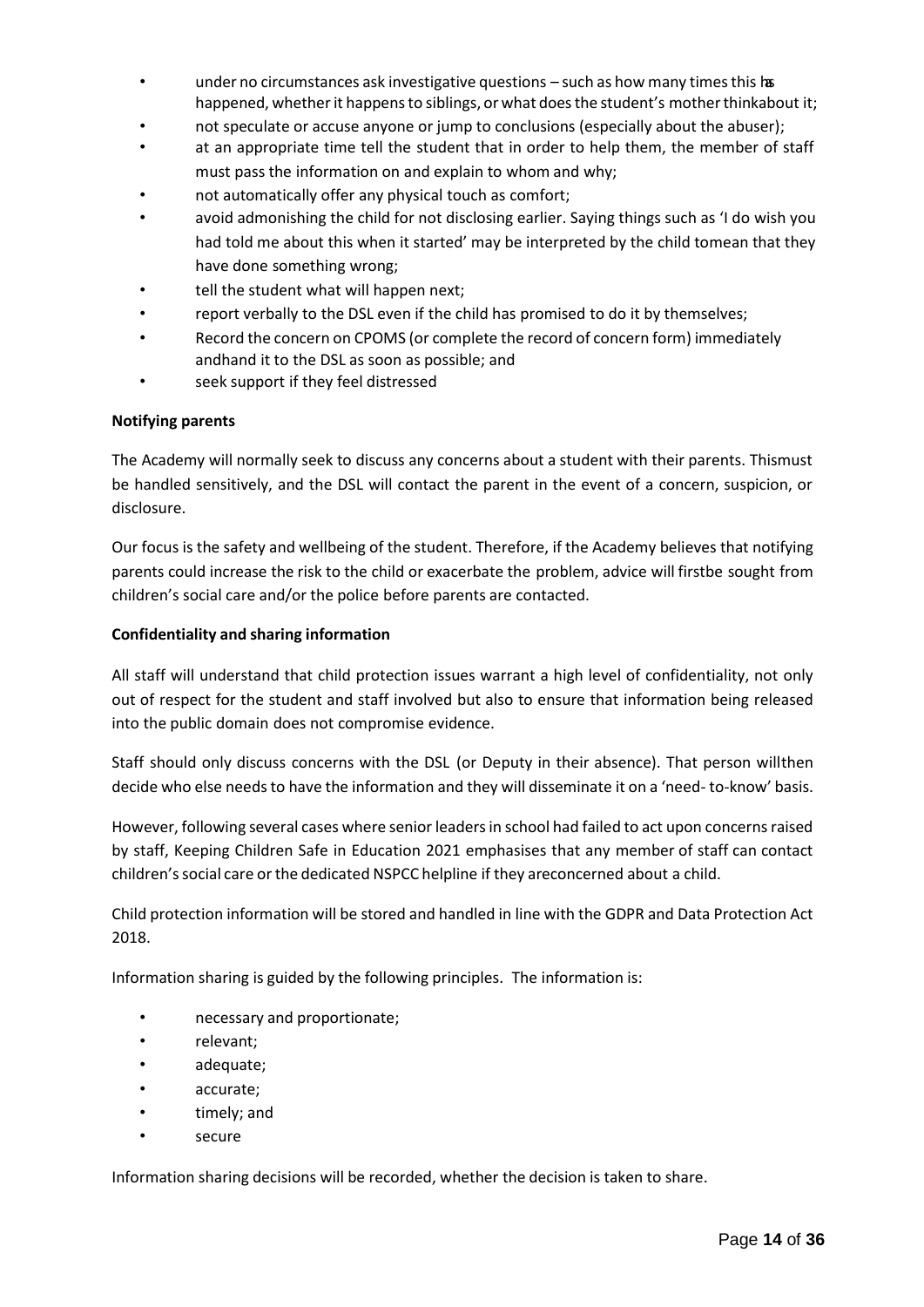- under no circumstances ask investigative questions – such as how many times this has happened, whether it happens to siblings, or what does the student's mother thinkabout it;
- not speculate or accuse anyone or jump to conclusions (especially about the abuser);
- at an appropriate time tell the student that in order to help them, the member of staff must pass the information on and explain to whom and why;
- not automatically offer any physical touch as comfort;
- avoid admonishing the child for not disclosing earlier. Saying things such as 'I do wish you had told me about this when it started' may be interpreted by the child tomean that they have done something wrong;
- tell the student what will happen next;
- report verbally to the DSL even if the child has promised to do it by themselves;
- Record the concern on CPOMS (or complete the record of concern form) immediately andhand it to the DSL as soon as possible; and
- seek support if they feel distressed

**Notifying parents**

The Academy will normally seek to discuss any concerns about a student with their parents. Thismust be handled sensitively, and the DSL will contact the parent in the event of a concern, suspicion, or disclosure.

Our focus is the safety and wellbeing of the student. Therefore, if the Academy believes that notifying parents could increase the risk to the child or exacerbate the problem, advice will firstbe sought from children's social care and/or the police before parents are contacted.

**Confidentiality and sharing information**

All staff will understand that child protection issues warrant a high level of confidentiality, not only out of respect for the student and staff involved but also to ensure that information being released into the public domain does not compromise evidence.

Staff should only discuss concerns with the DSL (or Deputy in their absence). That person willthen decide who else needs to have the information and they will disseminate it on a 'need- to-know' basis.

However, following several cases where senior leaders in school had failed to act upon concerns raised by staff, Keeping Children Safe in Education 2021 emphasises that any member of staff can contact children's social care or the dedicated NSPCC helpline if they areconcerned about a child.

Child protection information will be stored and handled in line with the GDPR and Data Protection Act 2018.

Information sharing is guided by the following principles. The information is:

- necessary and proportionate;
- relevant;
- adequate;
- accurate;
- timely; and
- secure

Information sharing decisions will be recorded, whether the decision is taken to share.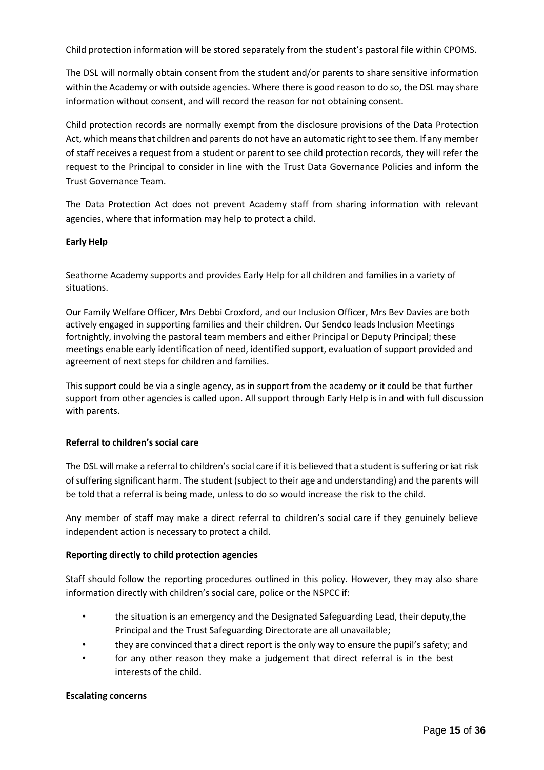Child protection information will be stored separately from the student's pastoral file within CPOMS.

The DSL will normally obtain consent from the student and/or parents to share sensitive information within the Academy or with outside agencies. Where there is good reason to do so, the DSL may share information without consent, and will record the reason for not obtaining consent.

Child protection records are normally exempt from the disclosure provisions of the Data Protection Act, which means that children and parents do not have an automatic right to see them. If any member of staff receives a request from a student or parent to see child protection records, they will refer the request to the Principal to consider in line with the Trust Data Governance Policies and inform the Trust Governance Team.

The Data Protection Act does not prevent Academy staff from sharing information with relevant agencies, where that information may help to protect a child.

**Early Help**

Seathorne Academy supports and provides Early Help for all children and families in a variety of situations.

Our Family Welfare Officer, Mrs Debbi Croxford, and our Inclusion Officer, Mrs Bev Davies are both actively engaged in supporting families and their children. Our Sendco leads Inclusion Meetings fortnightly, involving the pastoral team members and either Principal or Deputy Principal; these meetings enable early identification of need, identified support, evaluation of support provided and agreement of next steps for children and families.

This support could be via a single agency, as in support from the academy or it could be that further support from other agencies is called upon. All support through Early Help is in and with full discussion with parents.

**Referral to children's social care**

The DSL will make a referral to children's social care if it is believed that a student is suffering or is at risk of suffering significant harm. The student (subject to their age and understanding) and the parents will be told that a referral is being made, unless to do so would increase the risk to the child.

Any member of staff may make a direct referral to children's social care if they genuinely believe independent action is necessary to protect a child.

**Reporting directly to child protection agencies**

Staff should follow the reporting procedures outlined in this policy. However, they may also share information directly with children's social care, police or the NSPCC if:

- the situation is an emergency and the Designated Safeguarding Lead, their deputy, the Principal and the Trust Safeguarding Directorate are all unavailable;
- they are convinced that a direct report is the only way to ensure the pupil's safety; and
- for any other reason they make a judgement that direct referral is in the best interests of the child.

**Escalating concerns**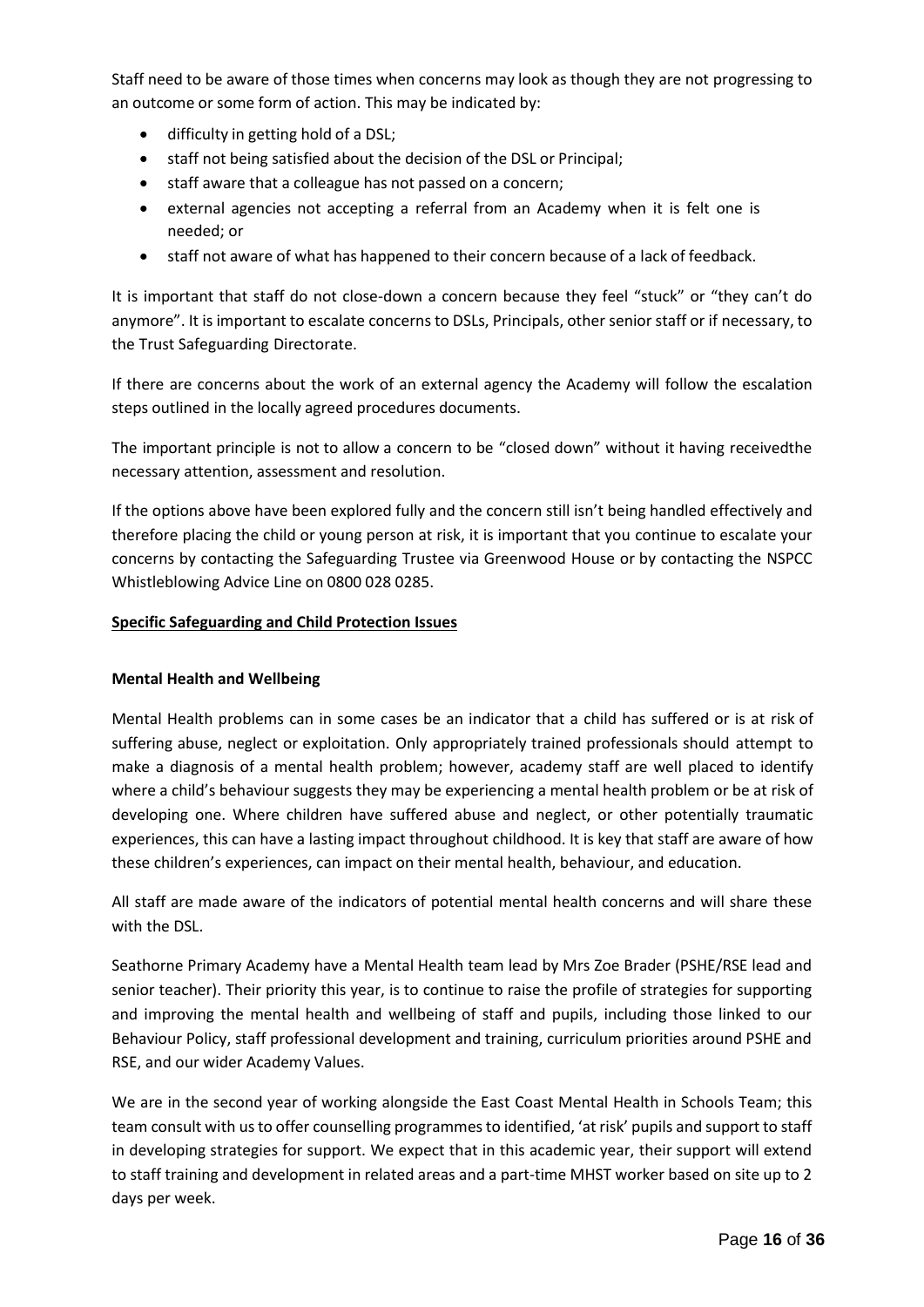Staff need to be aware of those times when concerns may look as though they are not progressing to an outcome or some form of action. This may be indicated by:

- difficulty in getting hold of a DSL;
- staff not being satisfied about the decision of the DSL or Principal;
- staff aware that a colleague has not passed on a concern;
- external agencies not accepting a referral from an Academy when it is felt one is needed; or
- staff not aware of what has happened to their concern because of a lack of feedback.

It is important that staff do not close-down a concern because they feel "stuck" or "they can't do anymore". It is important to escalate concerns to DSLs, Principals, other senior staff or if necessary, to the Trust Safeguarding Directorate.

If there are concerns about the work of an external agency the Academy will follow the escalation steps outlined in the locally agreed procedures documents.

The important principle is not to allow a concern to be "closed down" without it having receivedthe necessary attention, assessment and resolution.

If the options above have been explored fully and the concern still isn't being handled effectively and therefore placing the child or young person at risk, it is important that you continue to escalate your concerns by contacting the Safeguarding Trustee via Greenwood House or by contacting the NSPCC Whistleblowing Advice Line on 0800 028 0285.

## Specific Safeguarding and Child Protection Issues

### Mental Health and Wellbeing

Mental Health problems can in some cases be an indicator that a child has suffered or is at risk of suffering abuse, neglect or exploitation. Only appropriately trained professionals should attempt to make a diagnosis of a mental health problem; however, academy staff are well placed to identify where a child's behaviour suggests they may be experiencing a mental health problem or be at risk of developing one. Where children have suffered abuse and neglect, or other potentially traumatic experiences, this can have a lasting impact throughout childhood. It is key that staff are aware of how these children's experiences, can impact on their mental health, behaviour, and education.

All staff are made aware of the indicators of potential mental health concerns and will share these with the DSL.

Seathorne Primary Academy have a Mental Health team lead by Mrs Zoe Brader (PSHE/RSE lead and senior teacher). Their priority this year, is to continue to raise the profile of strategies for supporting and improving the mental health and wellbeing of staff and pupils, including those linked to our Behaviour Policy, staff professional development and training, curriculum priorities around PSHE and RSE, and our wider Academy Values.

We are in the second year of working alongside the East Coast Mental Health in Schools Team; this team consult with us to offer counselling programmes to identified, 'at risk' pupils and support to staff in developing strategies for support. We expect that in this academic year, their support will extend to staff training and development in related areas and a part-time MHST worker based on site up to 2 days per week.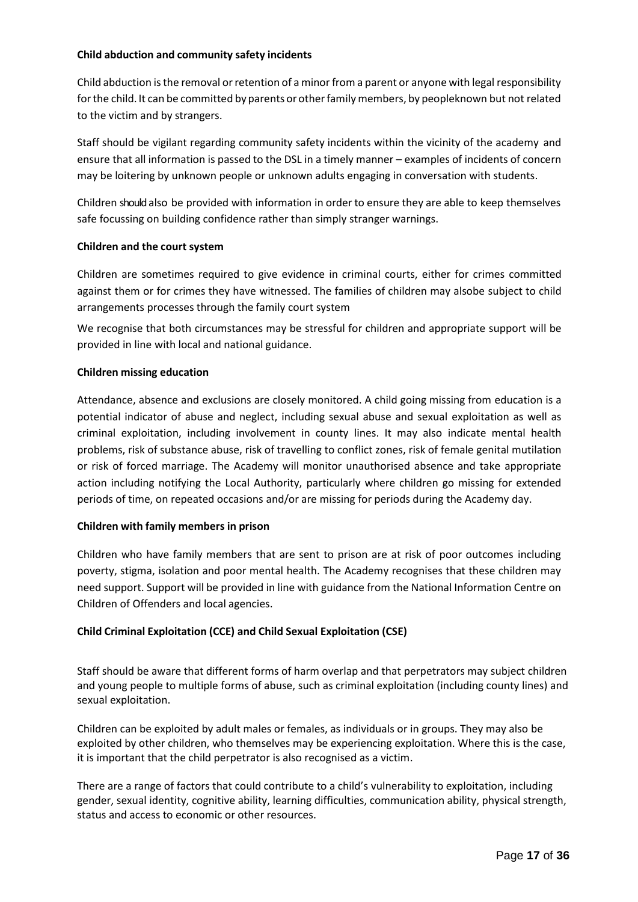**Child abduction and community safety incidents**

Child abduction is the removal or retention of a minor from a parent or anyone with legal responsibility for the child. It can be committed by parents or other family members, by peopleknown but not related to the victim and by strangers.

Staff should be vigilant regarding community safety incidents within the vicinity of the academy and ensure that all information is passed to the DSL in a timely manner – examples of incidents of concern may be loitering by unknown people or unknown adults engaging in conversation with students.

Children should also be provided with information in order to ensure they are able to keep themselves safe focussing on building confidence rather than simply stranger warnings.

**Children and the court system**

Children are sometimes required to give evidence in criminal courts, either for crimes committed against them or for crimes they have witnessed. The families of children may alsobe subject to child arrangements processes through the family court system

We recognise that both circumstances may be stressful for children and appropriate support will be provided in line with local and national guidance.

**Children missing education**

Attendance, absence and exclusions are closely monitored. A child going missing from education is a potential indicator of abuse and neglect, including sexual abuse and sexual exploitation as well as criminal exploitation, including involvement in county lines. It may also indicate mental health problems, risk of substance abuse, risk of travelling to conflict zones, risk of female genital mutilation or risk of forced marriage. The Academy will monitor unauthorised absence and take appropriate action including notifying the Local Authority, particularly where children go missing for extended periods of time, on repeated occasions and/or are missing for periods during the Academy day.

**Children with family members in prison**

Children who have family members that are sent to prison are at risk of poor outcomes including poverty, stigma, isolation and poor mental health. The Academy recognises that these children may need support. Support will be provided in line with guidance from the National Information Centre on Children of Offenders and local agencies.

**Child Criminal Exploitation (CCE) and Child Sexual Exploitation (CSE)**

Staff should be aware that different forms of harm overlap and that perpetrators may subject children and young people to multiple forms of abuse, such as criminal exploitation (including county lines) and sexual exploitation.

Children can be exploited by adult males or females, as individuals or in groups. They may also be exploited by other children, who themselves may be experiencing exploitation. Where this is the case, it is important that the child perpetrator is also recognised as a victim.

There are a range of factors that could contribute to a child's vulnerability to exploitation, including gender, sexual identity, cognitive ability, learning difficulties, communication ability, physical strength, status and access to economic or other resources.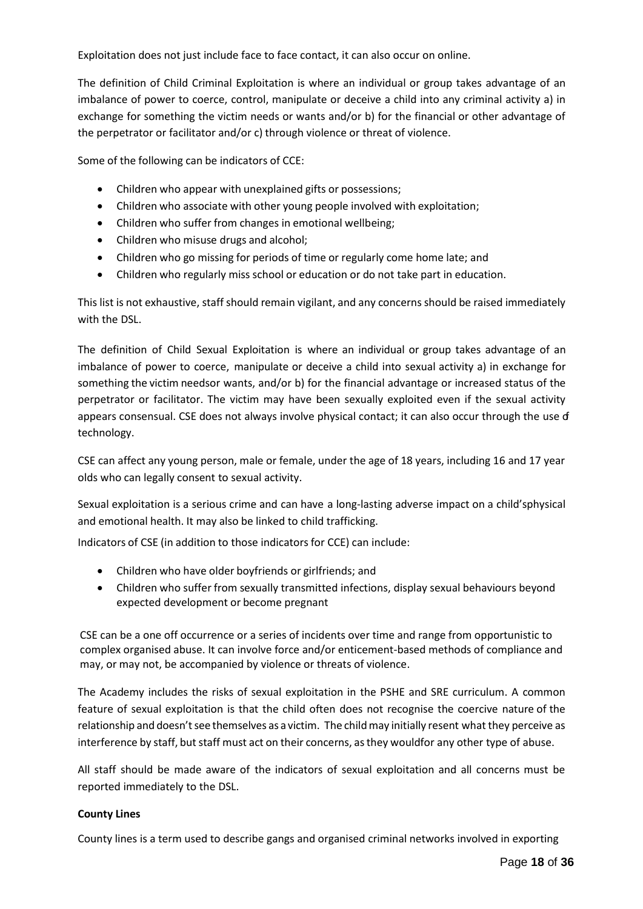Exploitation does not just include face to face contact, it can also occur on online.

The definition of Child Criminal Exploitation is where an individual or group takes advantage of an imbalance of power to coerce, control, manipulate or deceive a child into any criminal activity a) in exchange for something the victim needs or wants and/or b) for the financial or other advantage of the perpetrator or facilitator and/or c) through violence or threat of violence.

Some of the following can be indicators of CCE:

- Children who appear with unexplained gifts or possessions;
- Children who associate with other young people involved with exploitation;
- Children who suffer from changes in emotional wellbeing;
- Children who misuse drugs and alcohol;
- Children who go missing for periods of time or regularly come home late; and
- Children who regularly miss school or education or do not take part in education.

This list is not exhaustive, staff should remain vigilant, and any concerns should be raised immediately with the DSL.

The definition of Child Sexual Exploitation is where an individual or group takes advantage of an imbalance of power to coerce, manipulate or deceive a child into sexual activity a) in exchange for something the victim needsor wants, and/or b) for the financial advantage or increased status of the perpetrator or facilitator. The victim may have been sexually exploited even if the sexual activity appears consensual. CSE does not always involve physical contact; it can also occur through the use of technology.

CSE can affect any young person, male or female, under the age of 18 years, including 16 and 17 year olds who can legally consent to sexual activity.

Sexual exploitation is a serious crime and can have a long-lasting adverse impact on a child'sphysical and emotional health. It may also be linked to child trafficking.

Indicators of CSE (in addition to those indicators for CCE) can include:

- Children who have older boyfriends or girlfriends; and
- Children who suffer from sexually transmitted infections, display sexual behaviours beyond expected development or become pregnant

CSE can be a one off occurrence or a series of incidents over time and range from opportunistic to complex organised abuse. It can involve force and/or enticement-based methods of compliance and may, or may not, be accompanied by violence or threats of violence.

The Academy includes the risks of sexual exploitation in the PSHE and SRE curriculum. A common feature of sexual exploitation is that the child often does not recognise the coercive nature of the relationship and doesn't see themselves as a victim. The child may initially resent what they perceive as interference by staff, but staff must act on their concerns, as they wouldfor any other type of abuse.

All staff should be made aware of the indicators of sexual exploitation and all concerns must be reported immediately to the DSL.

**County Lines**

County lines is a term used to describe gangs and organised criminal networks involved in exporting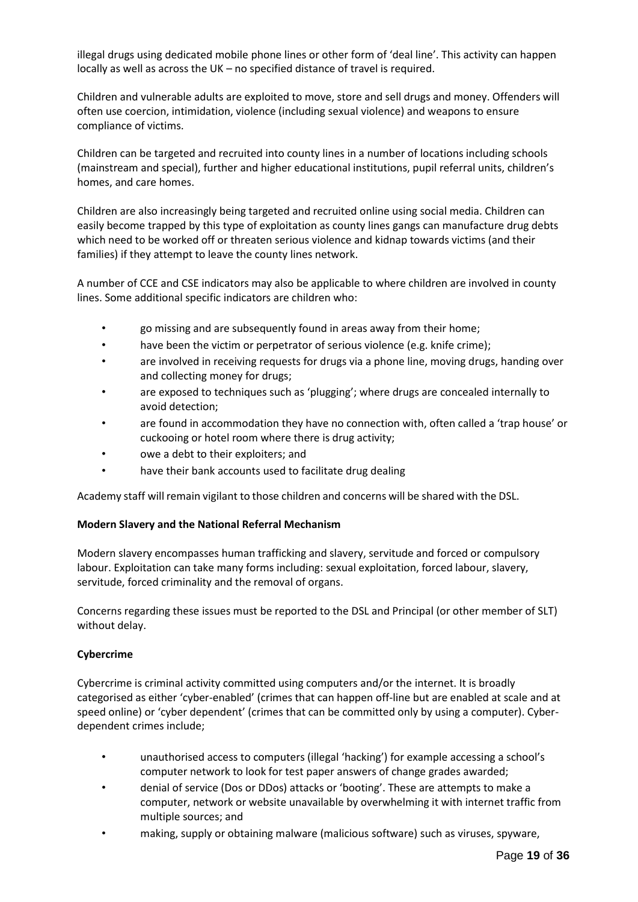illegal drugs using dedicated mobile phone lines or other form of 'deal line'. This activity can happen locally as well as across the UK – no specified distance of travel is required.

Children and vulnerable adults are exploited to move, store and sell drugs and money. Offenders will often use coercion, intimidation, violence (including sexual violence) and weapons to ensure compliance of victims.

Children can be targeted and recruited into county lines in a number of locations including schools (mainstream and special), further and higher educational institutions, pupil referral units, children's homes, and care homes.

Children are also increasingly being targeted and recruited online using social media. Children can easily become trapped by this type of exploitation as county lines gangs can manufacture drug debts which need to be worked off or threaten serious violence and kidnap towards victims (and their families) if they attempt to leave the county lines network.

A number of CCE and CSE indicators may also be applicable to where children are involved in county lines. Some additional specific indicators are children who:

- go missing and are subsequently found in areas away from their home;
- have been the victim or perpetrator of serious violence (e.g. knife crime);
- are involved in receiving requests for drugs via a phone line, moving drugs, handing over and collecting money for drugs;
- are exposed to techniques such as 'plugging'; where drugs are concealed internally to avoid detection;
- are found in accommodation they have no connection with, often called a 'trap house' or cuckooing or hotel room where there is drug activity;
- owe a debt to their exploiters; and
- have their bank accounts used to facilitate drug dealing

Academy staff will remain vigilant to those children and concerns will be shared with the DSL.

**Modern Slavery and the National Referral Mechanism**

Modern slavery encompasses human trafficking and slavery, servitude and forced or compulsory labour. Exploitation can take many forms including: sexual exploitation, forced labour, slavery, servitude, forced criminality and the removal of organs.

Concerns regarding these issues must be reported to the DSL and Principal (or other member of SLT) without delay.

**Cybercrime**

Cybercrime is criminal activity committed using computers and/or the internet. It is broadly categorised as either 'cyber-enabled' (crimes that can happen off-line but are enabled at scale and at speed online) or 'cyber dependent' (crimes that can be committed only by using a computer). Cyber-dependent crimes include;

- unauthorised access to computers (illegal 'hacking') for example accessing a school's computer network to look for test paper answers of change grades awarded;
- denial of service (Dos or DDos) attacks or 'booting'. These are attempts to make a computer, network or website unavailable by overwhelming it with internet traffic from multiple sources; and
- making, supply or obtaining malware (malicious software) such as viruses, spyware,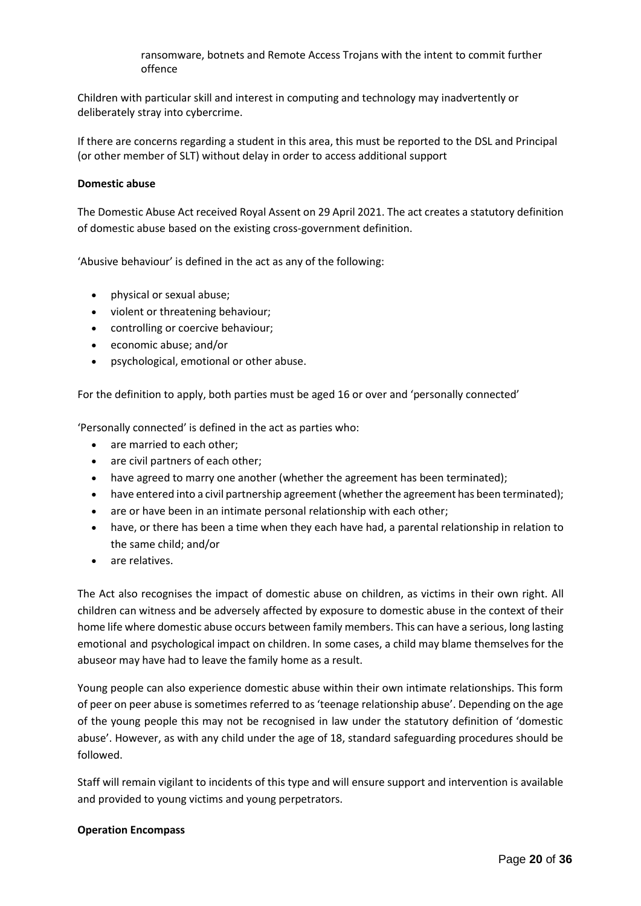ransomware, botnets and Remote Access Trojans with the intent to commit further offence

Children with particular skill and interest in computing and technology may inadvertently or deliberately stray into cybercrime.

If there are concerns regarding a student in this area, this must be reported to the DSL and Principal (or other member of SLT) without delay in order to access additional support

**Domestic abuse**

The Domestic Abuse Act received Royal Assent on 29 April 2021. The act creates a statutory definition of domestic abuse based on the existing cross-government definition.

'Abusive behaviour' is defined in the act as any of the following:

- physical or sexual abuse;
- violent or threatening behaviour;
- controlling or coercive behaviour;
- economic abuse; and/or
- psychological, emotional or other abuse.

For the definition to apply, both parties must be aged 16 or over and 'personally connected'

'Personally connected' is defined in the act as parties who:

- are married to each other;
- are civil partners of each other;
- have agreed to marry one another (whether the agreement has been terminated);
- have entered into a civil partnership agreement (whether the agreement has been terminated);
- are or have been in an intimate personal relationship with each other;
- have, or there has been a time when they each have had, a parental relationship in relation to the same child; and/or
- are relatives.

The Act also recognises the impact of domestic abuse on children, as victims in their own right. All children can witness and be adversely affected by exposure to domestic abuse in the context of their home life where domestic abuse occurs between family members. This can have a serious, long lasting emotional and psychological impact on children. In some cases, a child may blame themselves for the abuseor may have had to leave the family home as a result.

Young people can also experience domestic abuse within their own intimate relationships. This form of peer on peer abuse is sometimes referred to as 'teenage relationship abuse'. Depending on the age of the young people this may not be recognised in law under the statutory definition of 'domestic abuse'. However, as with any child under the age of 18, standard safeguarding procedures should be followed.

Staff will remain vigilant to incidents of this type and will ensure support and intervention is available and provided to young victims and young perpetrators.

**Operation Encompass**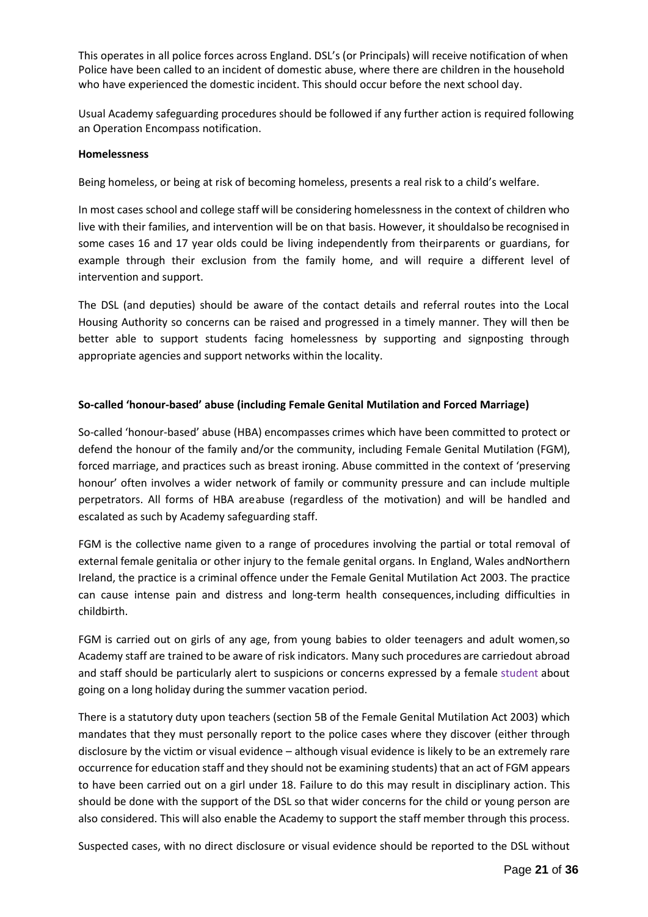This operates in all police forces across England. DSL's (or Principals) will receive notification of when Police have been called to an incident of domestic abuse, where there are children in the household who have experienced the domestic incident. This should occur before the next school day.

Usual Academy safeguarding procedures should be followed if any further action is required following an Operation Encompass notification.

**Homelessness**

Being homeless, or being at risk of becoming homeless, presents a real risk to a child's welfare.

In most cases school and college staff will be considering homelessness in the context of children who live with their families, and intervention will be on that basis. However, it shouldalso be recognised in some cases 16 and 17 year olds could be living independently from theirparents or guardians, for example through their exclusion from the family home, and will require a different level of intervention and support.

The DSL (and deputies) should be aware of the contact details and referral routes into the Local Housing Authority so concerns can be raised and progressed in a timely manner. They will then be better able to support students facing homelessness by supporting and signposting through appropriate agencies and support networks within the locality.

**So-called 'honour-based' abuse (including Female Genital Mutilation and Forced Marriage)**

So-called 'honour-based' abuse (HBA) encompasses crimes which have been committed to protect or defend the honour of the family and/or the community, including Female Genital Mutilation (FGM), forced marriage, and practices such as breast ironing. Abuse committed in the context of 'preserving honour' often involves a wider network of family or community pressure and can include multiple perpetrators. All forms of HBA areabuse (regardless of the motivation) and will be handled and escalated as such by Academy safeguarding staff.

FGM is the collective name given to a range of procedures involving the partial or total removal of external female genitalia or other injury to the female genital organs. In England, Wales andNorthern Ireland, the practice is a criminal offence under the Female Genital Mutilation Act 2003. The practice can cause intense pain and distress and long-term health consequences, including difficulties in childbirth.

FGM is carried out on girls of any age, from young babies to older teenagers and adult women, so Academy staff are trained to be aware of risk indicators. Many such procedures are carriedout abroad and staff should be particularly alert to suspicions or concerns expressed by a female student about going on a long holiday during the summer vacation period.

There is a statutory duty upon teachers (section 5B of the Female Genital Mutilation Act 2003) which mandates that they must personally report to the police cases where they discover (either through disclosure by the victim or visual evidence – although visual evidence is likely to be an extremely rare occurrence for education staff and they should not be examining students) that an act of FGM appears to have been carried out on a girl under 18. Failure to do this may result in disciplinary action. This should be done with the support of the DSL so that wider concerns for the child or young person are also considered. This will also enable the Academy to support the staff member through this process.

Suspected cases, with no direct disclosure or visual evidence should be reported to the DSL without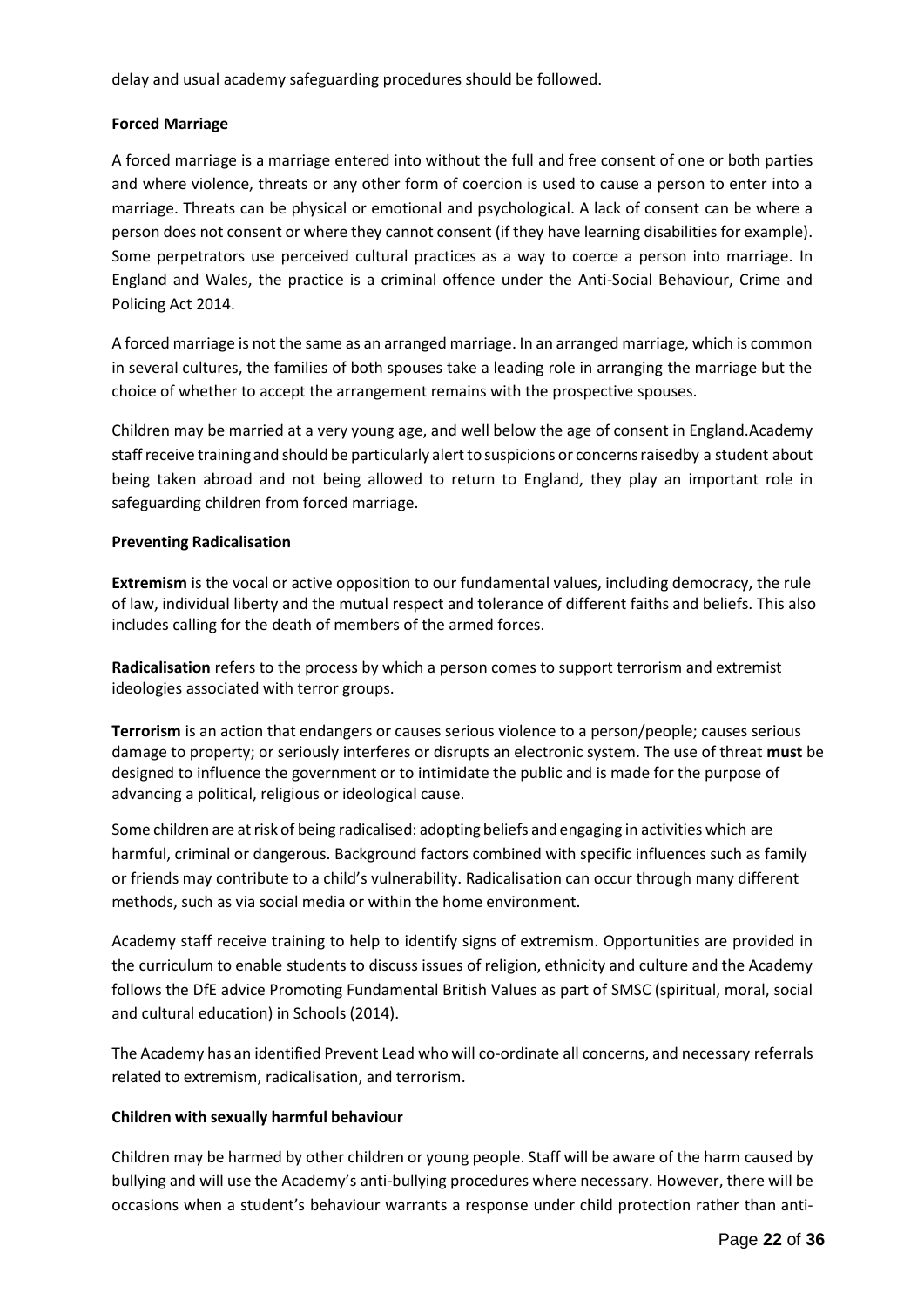delay and usual academy safeguarding procedures should be followed.

**Forced Marriage**

A forced marriage is a marriage entered into without the full and free consent of one or both parties and where violence, threats or any other form of coercion is used to cause a person to enter into a marriage. Threats can be physical or emotional and psychological. A lack of consent can be where a person does not consent or where they cannot consent (if they have learning disabilities for example). Some perpetrators use perceived cultural practices as a way to coerce a person into marriage. In England and Wales, the practice is a criminal offence under the Anti-Social Behaviour, Crime and Policing Act 2014.

A forced marriage is not the same as an arranged marriage. In an arranged marriage, which is common in several cultures, the families of both spouses take a leading role in arranging the marriage but the choice of whether to accept the arrangement remains with the prospective spouses.

Children may be married at a very young age, and well below the age of consent in England.Academy staff receive training and should be particularly alert to suspicions or concerns raisedby a student about being taken abroad and not being allowed to return to England, they play an important role in safeguarding children from forced marriage.

**Preventing Radicalisation**

**Extremism** is the vocal or active opposition to our fundamental values, including democracy, the rule of law, individual liberty and the mutual respect and tolerance of different faiths and beliefs. This also includes calling for the death of members of the armed forces.

**Radicalisation** refers to the process by which a person comes to support terrorism and extremist ideologies associated with terror groups.

**Terrorism** is an action that endangers or causes serious violence to a person/people; causes serious damage to property; or seriously interferes or disrupts an electronic system. The use of threat **must** be designed to influence the government or to intimidate the public and is made for the purpose of advancing a political, religious or ideological cause.

Some children are at risk of being radicalised: adopting beliefs and engaging in activities which are harmful, criminal or dangerous. Background factors combined with specific influences such as family or friends may contribute to a child's vulnerability. Radicalisation can occur through many different methods, such as via social media or within the home environment.

Academy staff receive training to help to identify signs of extremism. Opportunities are provided in the curriculum to enable students to discuss issues of religion, ethnicity and culture and the Academy follows the DfE advice Promoting Fundamental British Values as part of SMSC (spiritual, moral, social and cultural education) in Schools (2014).

The Academy has an identified Prevent Lead who will co-ordinate all concerns, and necessary referrals related to extremism, radicalisation, and terrorism.

**Children with sexually harmful behaviour**

Children may be harmed by other children or young people. Staff will be aware of the harm caused by bullying and will use the Academy's anti-bullying procedures where necessary. However, there will be occasions when a student's behaviour warrants a response under child protection rather than anti-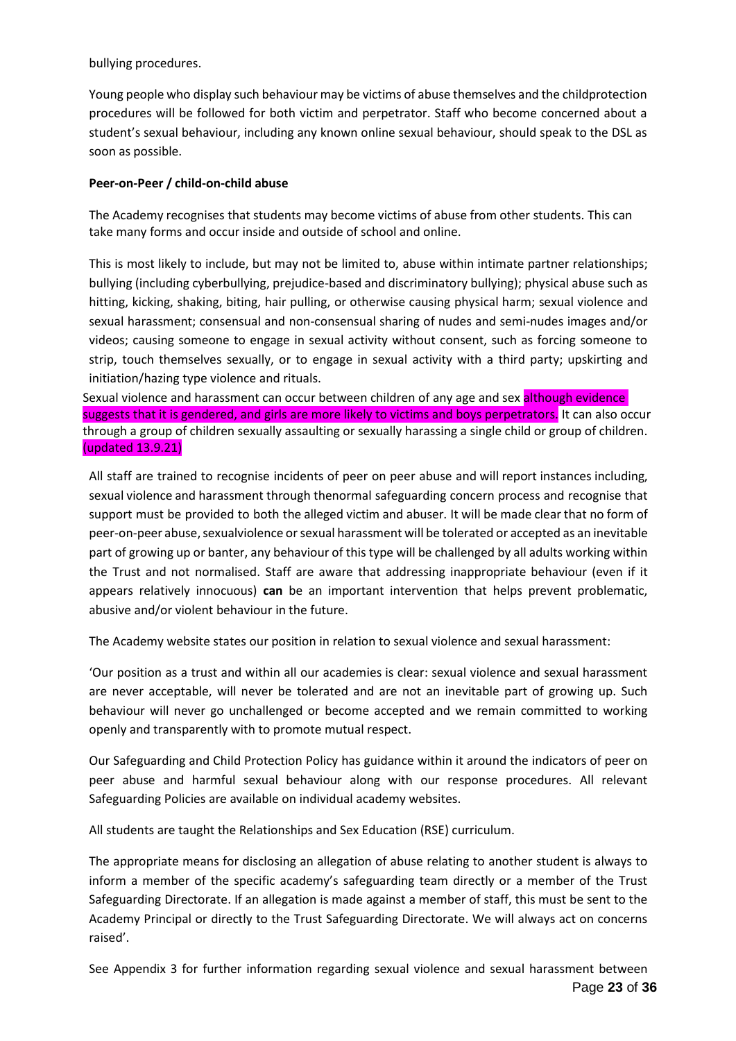bullying procedures.

Young people who display such behaviour may be victims of abuse themselves and the childprotection procedures will be followed for both victim and perpetrator. Staff who become concerned about a student's sexual behaviour, including any known online sexual behaviour, should speak to the DSL as soon as possible.

**Peer-on-Peer / child-on-child abuse**

The Academy recognises that students may become victims of abuse from other students. This can take many forms and occur inside and outside of school and online.

This is most likely to include, but may not be limited to, abuse within intimate partner relationships; bullying (including cyberbullying, prejudice-based and discriminatory bullying); physical abuse such as hitting, kicking, shaking, biting, hair pulling, or otherwise causing physical harm; sexual violence and sexual harassment; consensual and non-consensual sharing of nudes and semi-nudes images and/or videos; causing someone to engage in sexual activity without consent, such as forcing someone to strip, touch themselves sexually, or to engage in sexual activity with a third party; upskirting and initiation/hazing type violence and rituals.

Sexual violence and harassment can occur between children of any age and sex although evidence suggests that it is gendered, and girls are more likely to victims and boys perpetrators. It can also occur through a group of children sexually assaulting or sexually harassing a single child or group of children. (updated 13.9.21)

All staff are trained to recognise incidents of peer on peer abuse and will report instances including, sexual violence and harassment through thenormal safeguarding concern process and recognise that support must be provided to both the alleged victim and abuser. It will be made clear that no form of peer-on-peer abuse, sexualviolence or sexual harassment will be tolerated or accepted as an inevitable part of growing up or banter, any behaviour of this type will be challenged by all adults working within the Trust and not normalised. Staff are aware that addressing inappropriate behaviour (even if it appears relatively innocuous) **can** be an important intervention that helps prevent problematic, abusive and/or violent behaviour in the future.

The Academy website states our position in relation to sexual violence and sexual harassment:

'Our position as a trust and within all our academies is clear: sexual violence and sexual harassment are never acceptable, will never be tolerated and are not an inevitable part of growing up. Such behaviour will never go unchallenged or become accepted and we remain committed to working openly and transparently with to promote mutual respect.

Our Safeguarding and Child Protection Policy has guidance within it around the indicators of peer on peer abuse and harmful sexual behaviour along with our response procedures. All relevant Safeguarding Policies are available on individual academy websites.

All students are taught the Relationships and Sex Education (RSE) curriculum.

The appropriate means for disclosing an allegation of abuse relating to another student is always to inform a member of the specific academy's safeguarding team directly or a member of the Trust Safeguarding Directorate. If an allegation is made against a member of staff, this must be sent to the Academy Principal or directly to the Trust Safeguarding Directorate. We will always act on concerns raised'.

See Appendix 3 for further information regarding sexual violence and sexual harassment between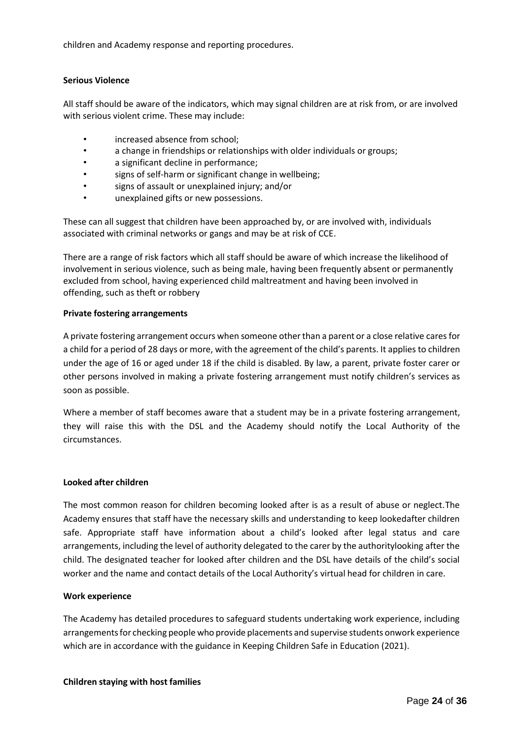children and Academy response and reporting procedures.

**Serious Violence**

All staff should be aware of the indicators, which may signal children are at risk from, or are involved with serious violent crime. These may include:

- increased absence from school;
- a change in friendships or relationships with older individuals or groups;
- a significant decline in performance;
- signs of self-harm or significant change in wellbeing;
- signs of assault or unexplained injury; and/or
- unexplained gifts or new possessions.

These can all suggest that children have been approached by, or are involved with, individuals associated with criminal networks or gangs and may be at risk of CCE.

There are a range of risk factors which all staff should be aware of which increase the likelihood of involvement in serious violence, such as being male, having been frequently absent or permanently excluded from school, having experienced child maltreatment and having been involved in offending, such as theft or robbery

**Private fostering arrangements**

A private fostering arrangement occurs when someone other than a parent or a close relative cares for a child for a period of 28 days or more, with the agreement of the child's parents. It applies to children under the age of 16 or aged under 18 if the child is disabled. By law, a parent, private foster carer or other persons involved in making a private fostering arrangement must notify children's services as soon as possible.

Where a member of staff becomes aware that a student may be in a private fostering arrangement, they will raise this with the DSL and the Academy should notify the Local Authority of the circumstances.

**Looked after children**

The most common reason for children becoming looked after is as a result of abuse or neglect.The Academy ensures that staff have the necessary skills and understanding to keep lookedafter children safe. Appropriate staff have information about a child's looked after legal status and care arrangements, including the level of authority delegated to the carer by the authoritylooking after the child. The designated teacher for looked after children and the DSL have details of the child's social worker and the name and contact details of the Local Authority's virtual head for children in care.

**Work experience**

The Academy has detailed procedures to safeguard students undertaking work experience, including arrangements for checking people who provide placements and supervise students onwork experience which are in accordance with the guidance in Keeping Children Safe in Education (2021).

**Children staying with host families**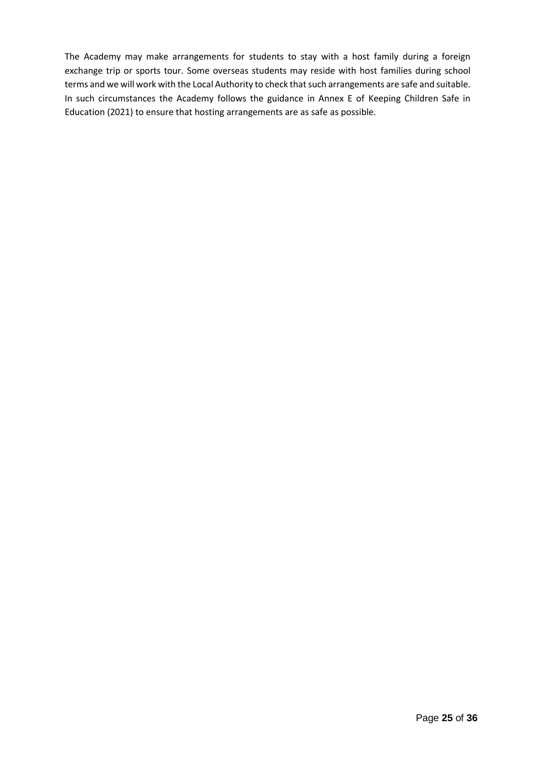The Academy may make arrangements for students to stay with a host family during a foreign exchange trip or sports tour. Some overseas students may reside with host families during school terms and we will work with the Local Authority to check that such arrangements are safe and suitable. In such circumstances the Academy follows the guidance in Annex E of Keeping Children Safe in Education (2021) to ensure that hosting arrangements are as safe as possible.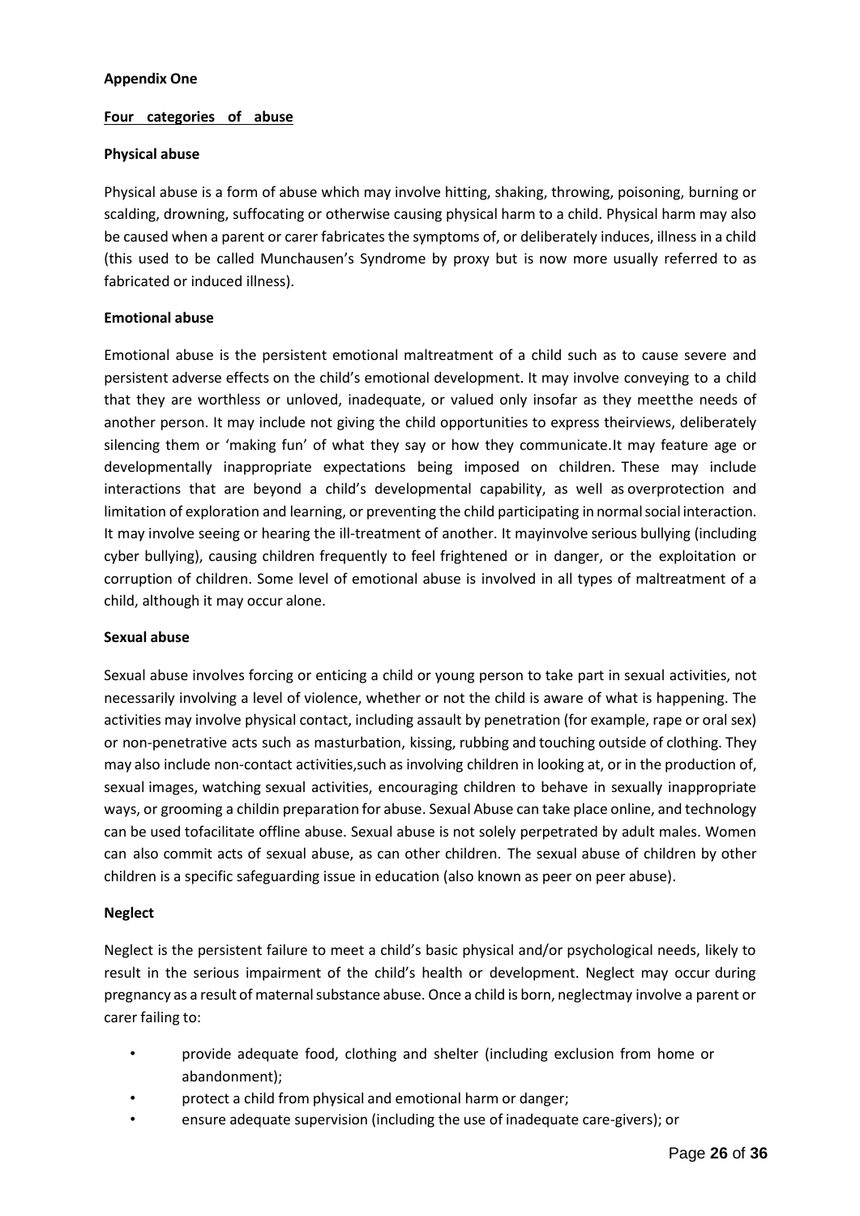**Appendix One**

**Four categories of abuse**

**Physical abuse**

Physical abuse is a form of abuse which may involve hitting, shaking, throwing, poisoning, burning or scalding, drowning, suffocating or otherwise causing physical harm to a child. Physical harm may also be caused when a parent or carer fabricates the symptoms of, or deliberately induces, illness in a child (this used to be called Munchausen's Syndrome by proxy but is now more usually referred to as fabricated or induced illness).

**Emotional abuse**

Emotional abuse is the persistent emotional maltreatment of a child such as to cause severe and persistent adverse effects on the child's emotional development. It may involve conveying to a child that they are worthless or unloved, inadequate, or valued only insofar as they meetthe needs of another person. It may include not giving the child opportunities to express theirviews, deliberately silencing them or 'making fun' of what they say or how they communicate.It may feature age or developmentally inappropriate expectations being imposed on children. These may include interactions that are beyond a child's developmental capability, as well as overprotection and limitation of exploration and learning, or preventing the child participating in normal social interaction. It may involve seeing or hearing the ill-treatment of another. It mayinvolve serious bullying (including cyber bullying), causing children frequently to feel frightened or in danger, or the exploitation or corruption of children. Some level of emotional abuse is involved in all types of maltreatment of a child, although it may occur alone.

**Sexual abuse**

Sexual abuse involves forcing or enticing a child or young person to take part in sexual activities, not necessarily involving a level of violence, whether or not the child is aware of what is happening. The activities may involve physical contact, including assault by penetration (for example, rape or oral sex) or non-penetrative acts such as masturbation, kissing, rubbing and touching outside of clothing. They may also include non-contact activities,such as involving children in looking at, or in the production of, sexual images, watching sexual activities, encouraging children to behave in sexually inappropriate ways, or grooming a childin preparation for abuse. Sexual Abuse can take place online, and technology can be used tofacilitate offline abuse. Sexual abuse is not solely perpetrated by adult males. Women can also commit acts of sexual abuse, as can other children. The sexual abuse of children by other children is a specific safeguarding issue in education (also known as peer on peer abuse).

**Neglect**

Neglect is the persistent failure to meet a child's basic physical and/or psychological needs, likely to result in the serious impairment of the child's health or development. Neglect may occur during pregnancy as a result of maternal substance abuse. Once a child is born, neglectmay involve a parent or carer failing to:

- provide adequate food, clothing and shelter (including exclusion from home or abandonment);
- protect a child from physical and emotional harm or danger;
- ensure adequate supervision (including the use of inadequate care-givers); or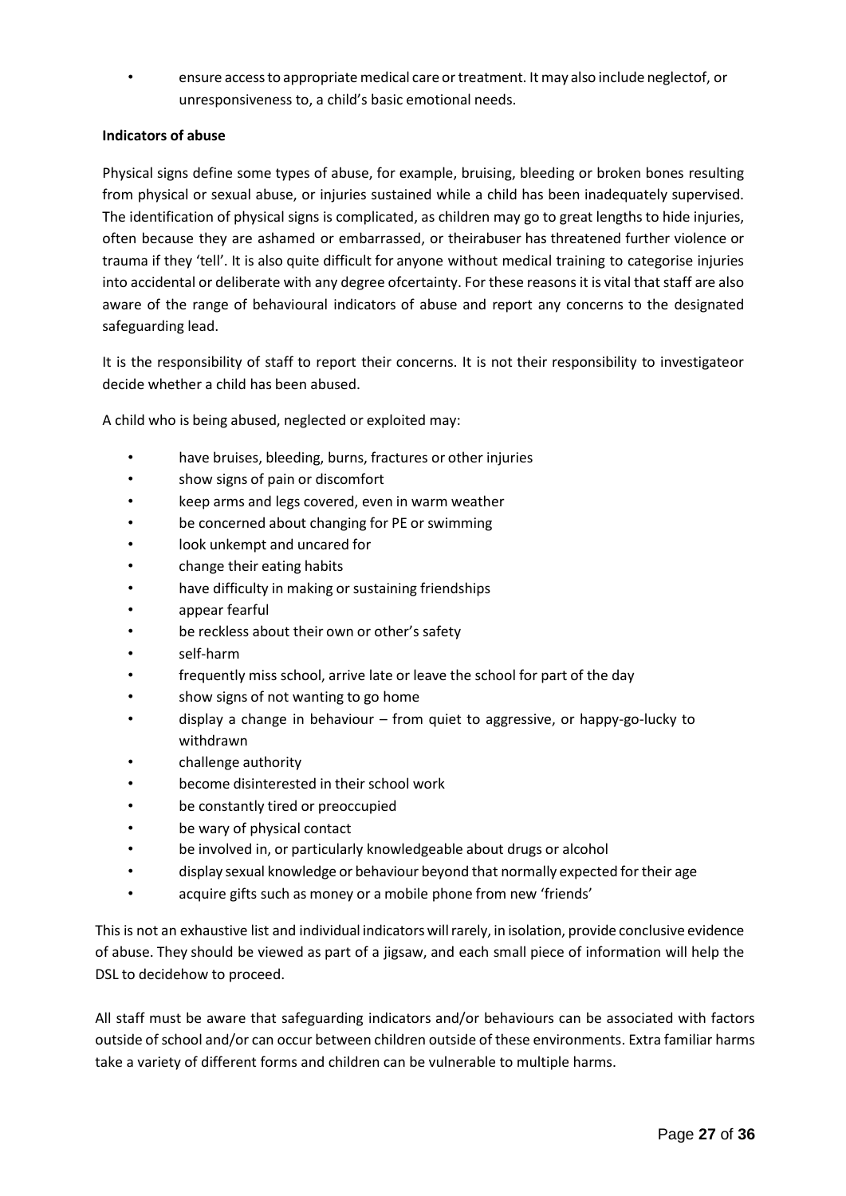- ensure access to appropriate medical care or treatment. It may also include neglectof, or unresponsiveness to, a child's basic emotional needs.

**Indicators of abuse**

Physical signs define some types of abuse, for example, bruising, bleeding or broken bones resulting from physical or sexual abuse, or injuries sustained while a child has been inadequately supervised. The identification of physical signs is complicated, as children may go to great lengths to hide injuries, often because they are ashamed or embarrassed, or theirabuser has threatened further violence or trauma if they 'tell'. It is also quite difficult for anyone without medical training to categorise injuries into accidental or deliberate with any degree ofcertainty. For these reasons it is vital that staff are also aware of the range of behavioural indicators of abuse and report any concerns to the designated safeguarding lead.

It is the responsibility of staff to report their concerns. It is not their responsibility to investigateor decide whether a child has been abused.

A child who is being abused, neglected or exploited may:

- have bruises, bleeding, burns, fractures or other injuries
- show signs of pain or discomfort
- keep arms and legs covered, even in warm weather
- be concerned about changing for PE or swimming
- look unkempt and uncared for
- change their eating habits
- have difficulty in making or sustaining friendships
- appear fearful
- be reckless about their own or other's safety
- self-harm
- frequently miss school, arrive late or leave the school for part of the day
- show signs of not wanting to go home
- display a change in behaviour – from quiet to aggressive, or happy-go-lucky to withdrawn
- challenge authority
- become disinterested in their school work
- be constantly tired or preoccupied
- be wary of physical contact
- be involved in, or particularly knowledgeable about drugs or alcohol
- display sexual knowledge or behaviour beyond that normally expected for their age
- acquire gifts such as money or a mobile phone from new 'friends'

This is not an exhaustive list and individual indicators will rarely, in isolation, provide conclusive evidence of abuse. They should be viewed as part of a jigsaw, and each small piece of information will help the DSL to decidehow to proceed.

All staff must be aware that safeguarding indicators and/or behaviours can be associated with factors outside of school and/or can occur between children outside of these environments. Extra familiar harms take a variety of different forms and children can be vulnerable to multiple harms.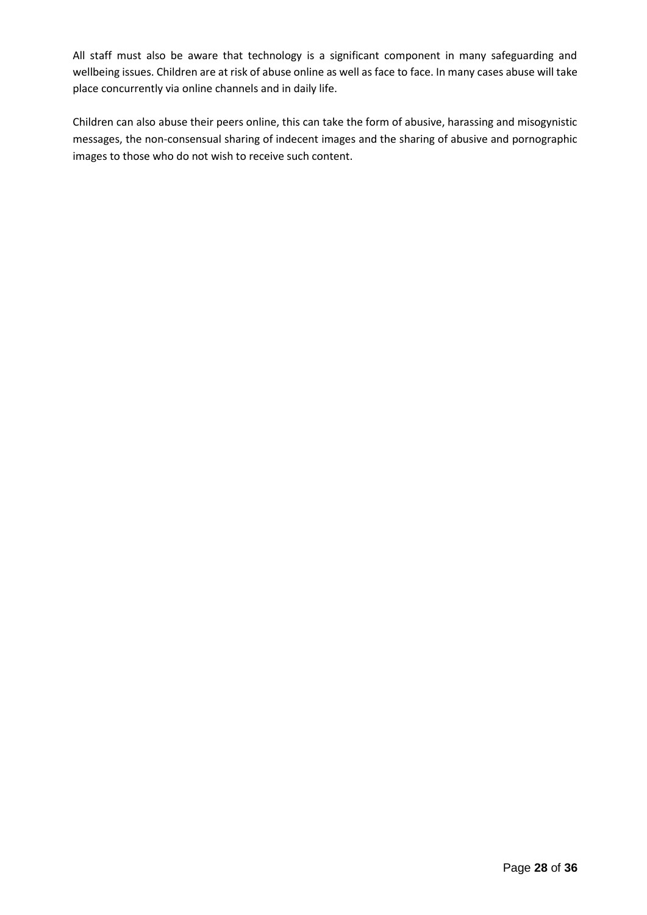All staff must also be aware that technology is a significant component in many safeguarding and wellbeing issues. Children are at risk of abuse online as well as face to face. In many cases abuse will take place concurrently via online channels and in daily life.

Children can also abuse their peers online, this can take the form of abusive, harassing and misogynistic messages, the non-consensual sharing of indecent images and the sharing of abusive and pornographic images to those who do not wish to receive such content.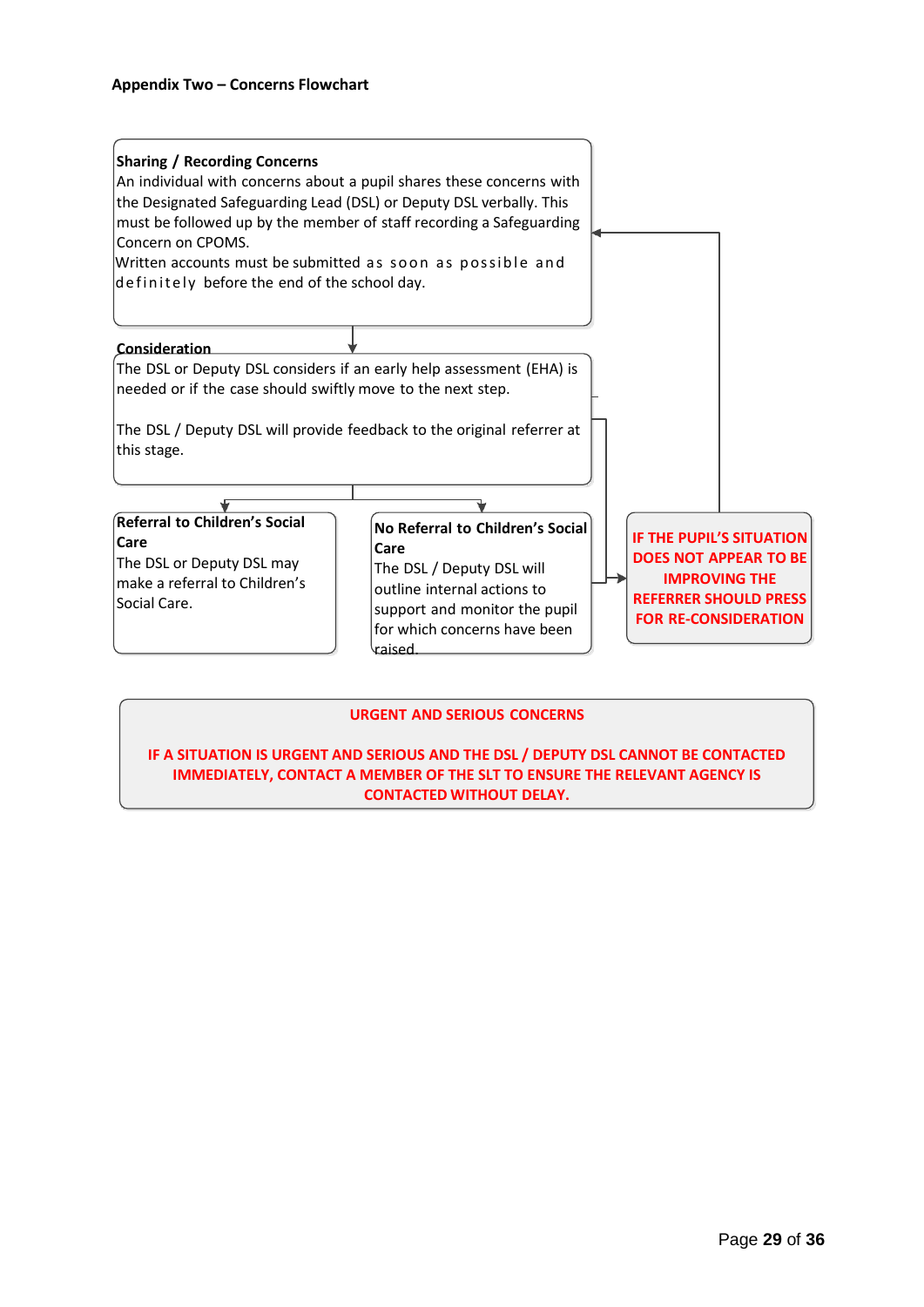**Appendix Two – Concerns Flowchart**

**Sharing / Recording Concerns**
An individual with concerns about a pupil shares these concerns with the Designated Safeguarding Lead (DSL) or Deputy DSL verbally. This must be followed up by the member of staff recording a Safeguarding Concern on CPOMS.
Written accounts must be submitted as soon as possible and definitely before the end of the school day.

**Consideration**
The DSL or Deputy DSL considers if an early help assessment (EHA) is needed or if the case should swiftly move to the next step.

The DSL / Deputy DSL will provide feedback to the original referrer at this stage.

**Referral to Children's Social Care**
The DSL or Deputy DSL may make a referral to Children's Social Care.

**No Referral to Children's Social Care**
The DSL / Deputy DSL will outline internal actions to support and monitor the pupil for which concerns have been raised.

**IF THE PUPIL'S SITUATION DOES NOT APPEAR TO BE IMPROVING THE REFERRER SHOULD PRESS FOR RE-CONSIDERATION**

**URGENT AND SERIOUS CONCERNS**

**IF A SITUATION IS URGENT AND SERIOUS AND THE DSL / DEPUTY DSL CANNOT BE CONTACTED IMMEDIATELY, CONTACT A MEMBER OF THE SLT TO ENSURE THE RELEVANT AGENCY IS CONTACTED WITHOUT DELAY.**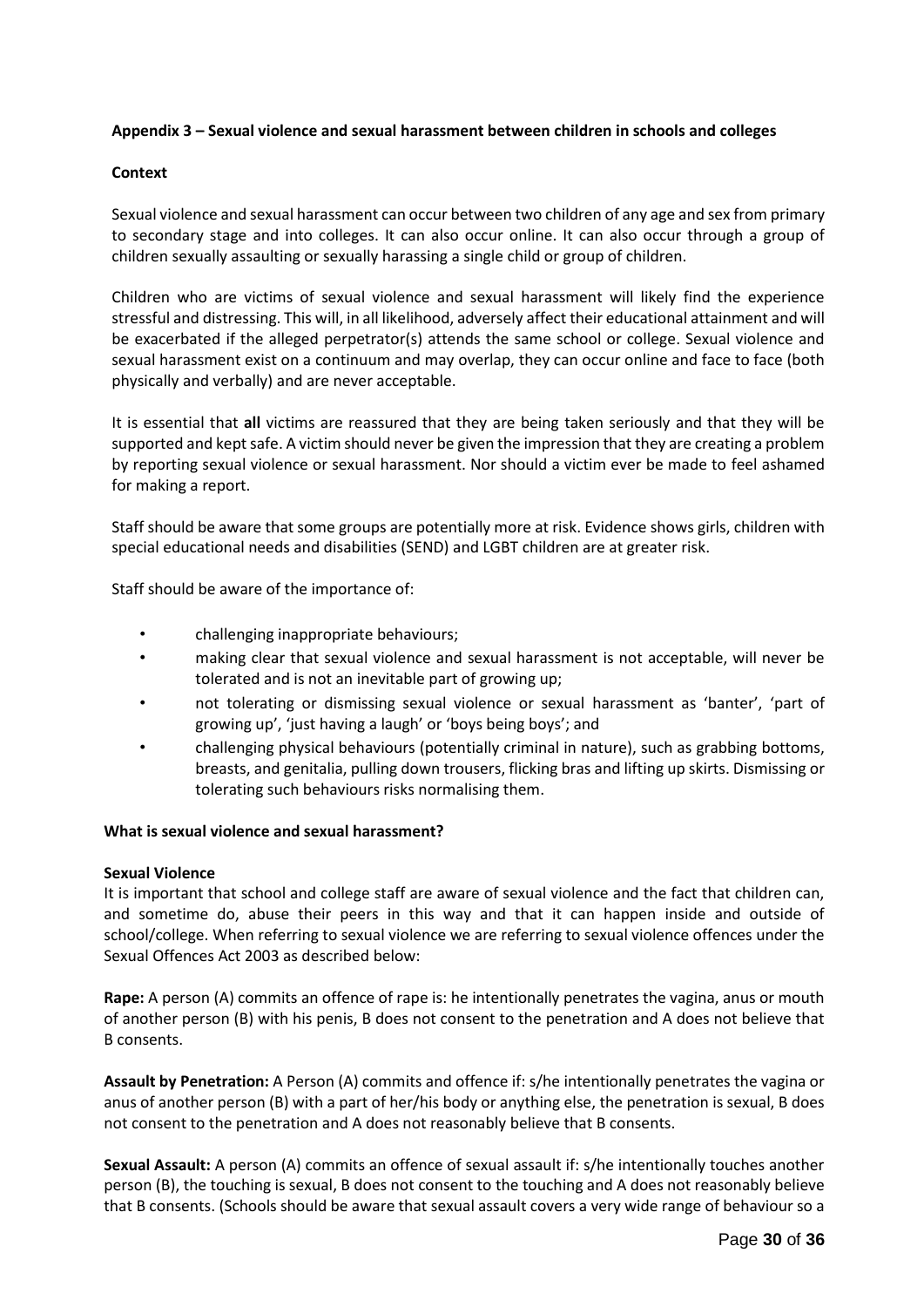**Appendix 3 – Sexual violence and sexual harassment between children in schools and colleges**

**Context**

Sexual violence and sexual harassment can occur between two children of any age and sex from primary to secondary stage and into colleges. It can also occur online. It can also occur through a group of children sexually assaulting or sexually harassing a single child or group of children.

Children who are victims of sexual violence and sexual harassment will likely find the experience stressful and distressing. This will, in all likelihood, adversely affect their educational attainment and will be exacerbated if the alleged perpetrator(s) attends the same school or college. Sexual violence and sexual harassment exist on a continuum and may overlap, they can occur online and face to face (both physically and verbally) and are never acceptable.

It is essential that **all** victims are reassured that they are being taken seriously and that they will be supported and kept safe. A victim should never be given the impression that they are creating a problem by reporting sexual violence or sexual harassment. Nor should a victim ever be made to feel ashamed for making a report.

Staff should be aware that some groups are potentially more at risk. Evidence shows girls, children with special educational needs and disabilities (SEND) and LGBT children are at greater risk.

Staff should be aware of the importance of:

- challenging inappropriate behaviours;
- making clear that sexual violence and sexual harassment is not acceptable, will never be tolerated and is not an inevitable part of growing up;
- not tolerating or dismissing sexual violence or sexual harassment as 'banter', 'part of growing up', 'just having a laugh' or 'boys being boys'; and
- challenging physical behaviours (potentially criminal in nature), such as grabbing bottoms, breasts, and genitalia, pulling down trousers, flicking bras and lifting up skirts. Dismissing or tolerating such behaviours risks normalising them.

**What is sexual violence and sexual harassment?**

**Sexual Violence**

It is important that school and college staff are aware of sexual violence and the fact that children can, and sometime do, abuse their peers in this way and that it can happen inside and outside of school/college. When referring to sexual violence we are referring to sexual violence offences under the Sexual Offences Act 2003 as described below:

**Rape:** A person (A) commits an offence of rape is: he intentionally penetrates the vagina, anus or mouth of another person (B) with his penis, B does not consent to the penetration and A does not believe that B consents.

**Assault by Penetration:** A Person (A) commits and offence if: s/he intentionally penetrates the vagina or anus of another person (B) with a part of her/his body or anything else, the penetration is sexual, B does not consent to the penetration and A does not reasonably believe that B consents.

**Sexual Assault:** A person (A) commits an offence of sexual assault if: s/he intentionally touches another person (B), the touching is sexual, B does not consent to the touching and A does not reasonably believe that B consents. (Schools should be aware that sexual assault covers a very wide range of behaviour so a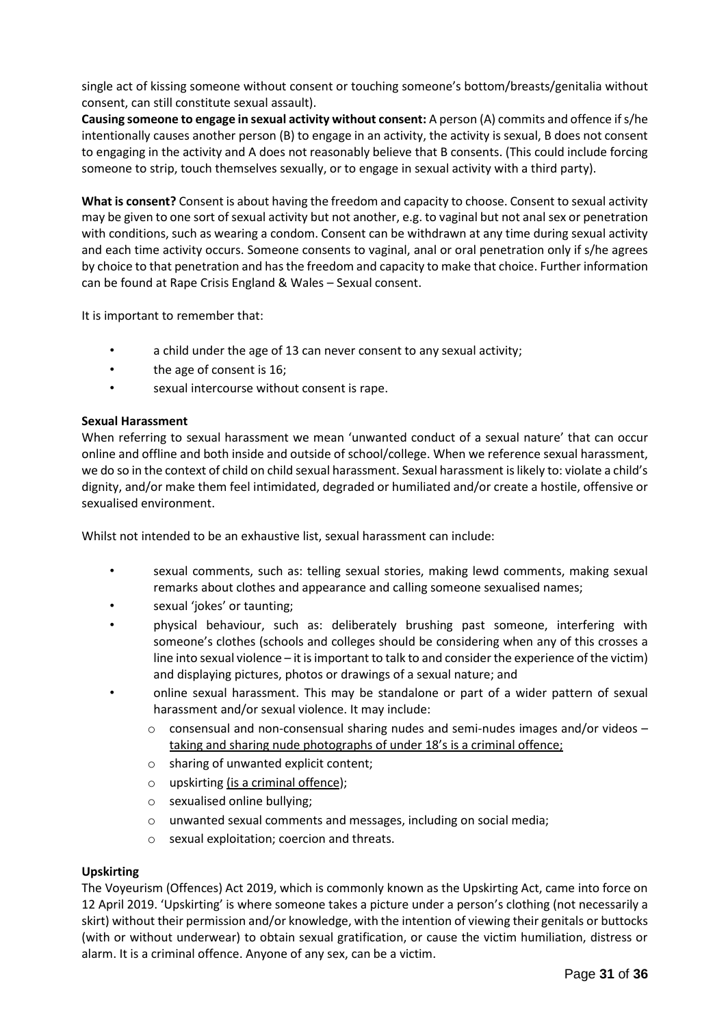single act of kissing someone without consent or touching someone's bottom/breasts/genitalia without consent, can still constitute sexual assault).

**Causing someone to engage in sexual activity without consent:** A person (A) commits and offence if s/he intentionally causes another person (B) to engage in an activity, the activity is sexual, B does not consent to engaging in the activity and A does not reasonably believe that B consents. (This could include forcing someone to strip, touch themselves sexually, or to engage in sexual activity with a third party).

**What is consent?** Consent is about having the freedom and capacity to choose. Consent to sexual activity may be given to one sort of sexual activity but not another, e.g. to vaginal but not anal sex or penetration with conditions, such as wearing a condom. Consent can be withdrawn at any time during sexual activity and each time activity occurs. Someone consents to vaginal, anal or oral penetration only if s/he agrees by choice to that penetration and has the freedom and capacity to make that choice. Further information can be found at Rape Crisis England & Wales – Sexual consent.

It is important to remember that:

- a child under the age of 13 can never consent to any sexual activity;
- the age of consent is 16;
- sexual intercourse without consent is rape.

**Sexual Harassment**

When referring to sexual harassment we mean 'unwanted conduct of a sexual nature' that can occur online and offline and both inside and outside of school/college. When we reference sexual harassment, we do so in the context of child on child sexual harassment. Sexual harassment is likely to: violate a child's dignity, and/or make them feel intimidated, degraded or humiliated and/or create a hostile, offensive or sexualised environment.

Whilst not intended to be an exhaustive list, sexual harassment can include:

- sexual comments, such as: telling sexual stories, making lewd comments, making sexual remarks about clothes and appearance and calling someone sexualised names;
- sexual 'jokes' or taunting;
- physical behaviour, such as: deliberately brushing past someone, interfering with someone's clothes (schools and colleges should be considering when any of this crosses a line into sexual violence – it is important to talk to and consider the experience of the victim) and displaying pictures, photos or drawings of a sexual nature; and
- online sexual harassment. This may be standalone or part of a wider pattern of sexual harassment and/or sexual violence. It may include:
    - consensual and non-consensual sharing nudes and semi-nudes images and/or videos – taking and sharing nude photographs of under 18's is a criminal offence;
    - sharing of unwanted explicit content;
    - upskirting (is a criminal offence);
    - sexualised online bullying;
    - unwanted sexual comments and messages, including on social media;
    - sexual exploitation; coercion and threats.

**Upskirting**

The Voyeurism (Offences) Act 2019, which is commonly known as the Upskirting Act, came into force on 12 April 2019. 'Upskirting' is where someone takes a picture under a person's clothing (not necessarily a skirt) without their permission and/or knowledge, with the intention of viewing their genitals or buttocks (with or without underwear) to obtain sexual gratification, or cause the victim humiliation, distress or alarm. It is a criminal offence. Anyone of any sex, can be a victim.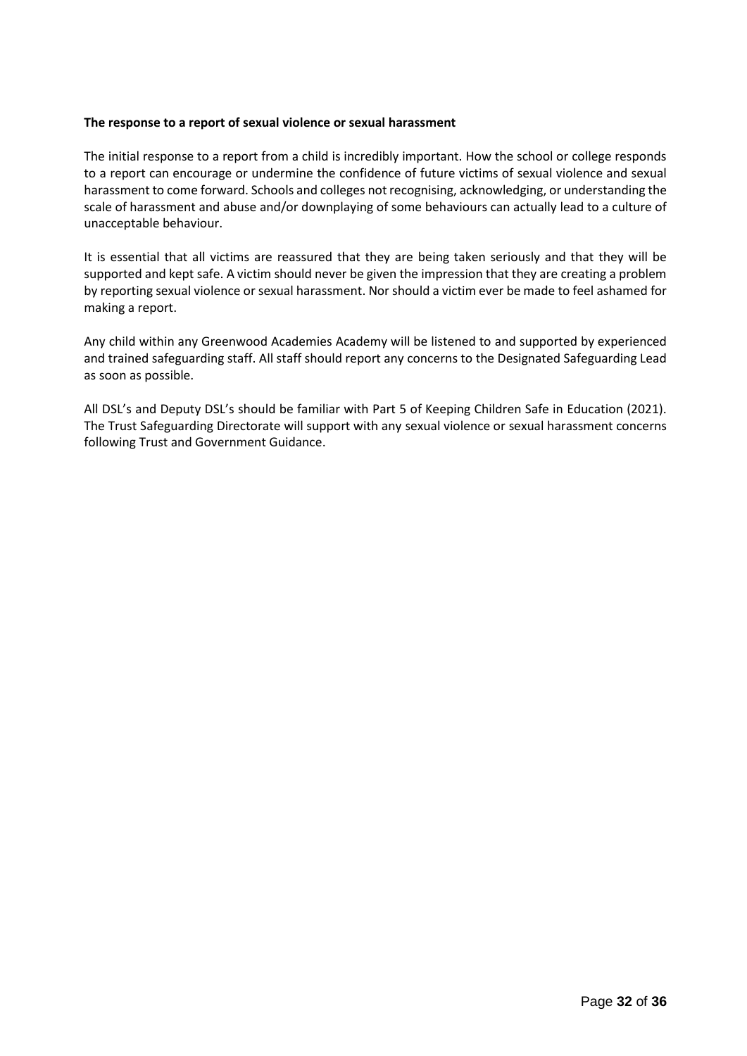**The response to a report of sexual violence or sexual harassment**

The initial response to a report from a child is incredibly important. How the school or college responds to a report can encourage or undermine the confidence of future victims of sexual violence and sexual harassment to come forward. Schools and colleges not recognising, acknowledging, or understanding the scale of harassment and abuse and/or downplaying of some behaviours can actually lead to a culture of unacceptable behaviour.

It is essential that all victims are reassured that they are being taken seriously and that they will be supported and kept safe. A victim should never be given the impression that they are creating a problem by reporting sexual violence or sexual harassment. Nor should a victim ever be made to feel ashamed for making a report.

Any child within any Greenwood Academies Academy will be listened to and supported by experienced and trained safeguarding staff. All staff should report any concerns to the Designated Safeguarding Lead as soon as possible.

All DSL's and Deputy DSL's should be familiar with Part 5 of Keeping Children Safe in Education (2021). The Trust Safeguarding Directorate will support with any sexual violence or sexual harassment concerns following Trust and Government Guidance.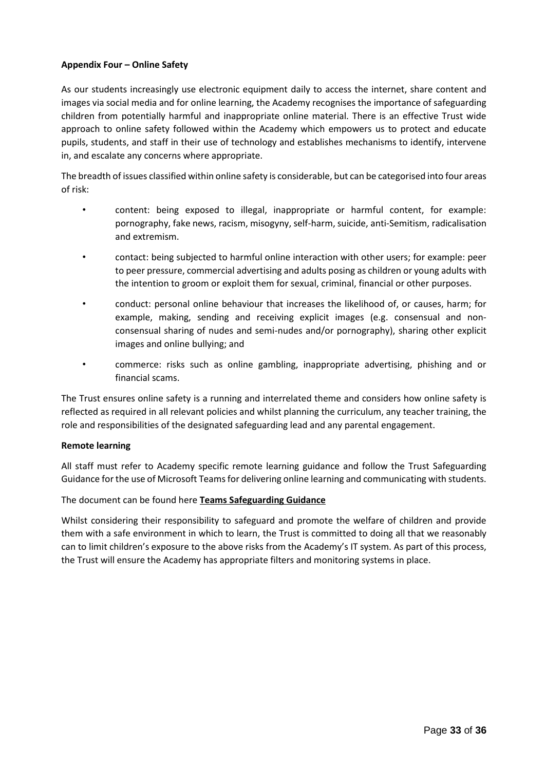**Appendix Four – Online Safety**

As our students increasingly use electronic equipment daily to access the internet, share content and images via social media and for online learning, the Academy recognises the importance of safeguarding children from potentially harmful and inappropriate online material. There is an effective Trust wide approach to online safety followed within the Academy which empowers us to protect and educate pupils, students, and staff in their use of technology and establishes mechanisms to identify, intervene in, and escalate any concerns where appropriate.

The breadth of issues classified within online safety is considerable, but can be categorised into four areas of risk:

- content: being exposed to illegal, inappropriate or harmful content, for example: pornography, fake news, racism, misogyny, self-harm, suicide, anti-Semitism, radicalisation and extremism.
- contact: being subjected to harmful online interaction with other users; for example: peer to peer pressure, commercial advertising and adults posing as children or young adults with the intention to groom or exploit them for sexual, criminal, financial or other purposes.
- conduct: personal online behaviour that increases the likelihood of, or causes, harm; for example, making, sending and receiving explicit images (e.g. consensual and non-consensual sharing of nudes and semi-nudes and/or pornography), sharing other explicit images and online bullying; and
- commerce: risks such as online gambling, inappropriate advertising, phishing and or financial scams.

The Trust ensures online safety is a running and interrelated theme and considers how online safety is reflected as required in all relevant policies and whilst planning the curriculum, any teacher training, the role and responsibilities of the designated safeguarding lead and any parental engagement.

**Remote learning**

All staff must refer to Academy specific remote learning guidance and follow the Trust Safeguarding Guidance for the use of Microsoft Teams for delivering online learning and communicating with students.

The document can be found here **Teams Safeguarding Guidance**

Whilst considering their responsibility to safeguard and promote the welfare of children and provide them with a safe environment in which to learn, the Trust is committed to doing all that we reasonably can to limit children's exposure to the above risks from the Academy's IT system. As part of this process, the Trust will ensure the Academy has appropriate filters and monitoring systems in place.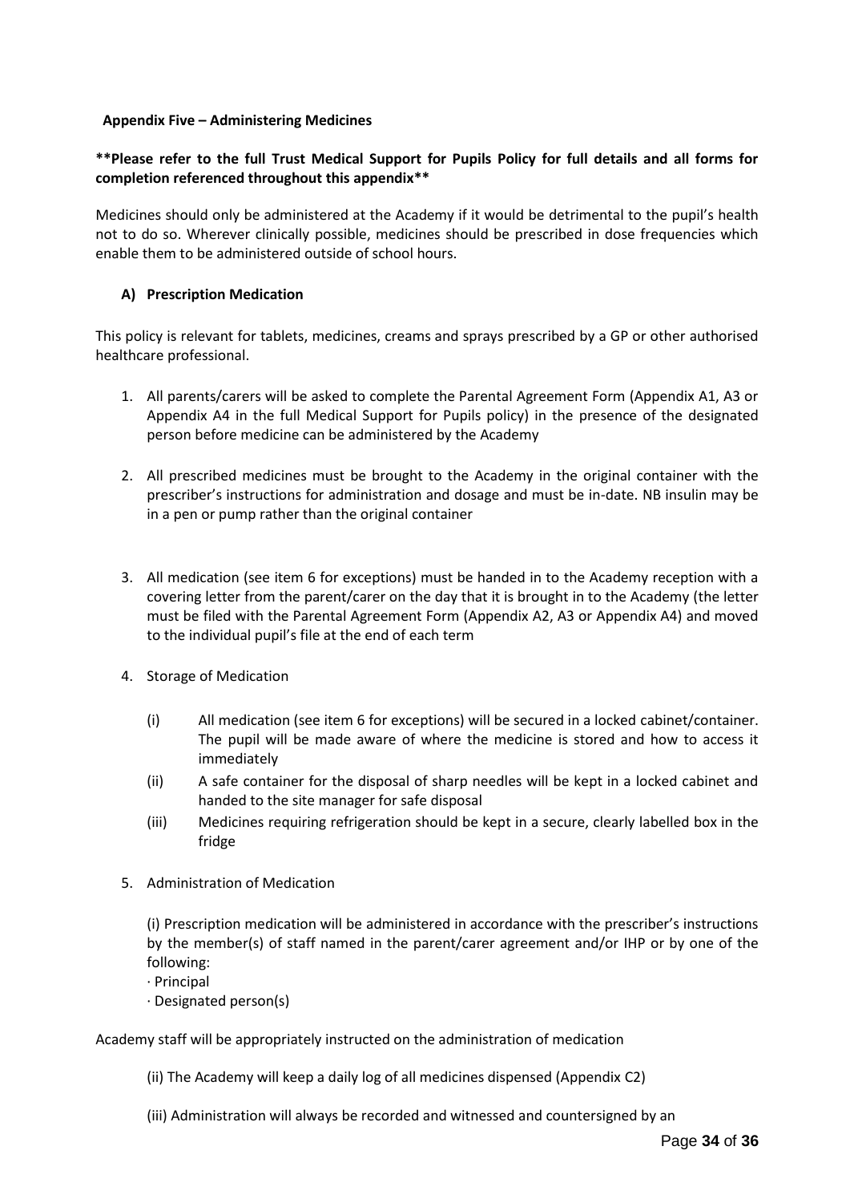**Appendix Five – Administering Medicines**

**\*\*Please refer to the full Trust Medical Support for Pupils Policy for full details and all forms for completion referenced throughout this appendix\*\***

Medicines should only be administered at the Academy if it would be detrimental to the pupil's health not to do so. Wherever clinically possible, medicines should be prescribed in dose frequencies which enable them to be administered outside of school hours.

**A) Prescription Medication**

This policy is relevant for tablets, medicines, creams and sprays prescribed by a GP or other authorised healthcare professional.

1. All parents/carers will be asked to complete the Parental Agreement Form (Appendix A1, A3 or Appendix A4 in the full Medical Support for Pupils policy) in the presence of the designated person before medicine can be administered by the Academy

2. All prescribed medicines must be brought to the Academy in the original container with the prescriber's instructions for administration and dosage and must be in-date. NB insulin may be in a pen or pump rather than the original container

3. All medication (see item 6 for exceptions) must be handed in to the Academy reception with a covering letter from the parent/carer on the day that it is brought in to the Academy (the letter must be filed with the Parental Agreement Form (Appendix A2, A3 or Appendix A4) and moved to the individual pupil's file at the end of each term

4. Storage of Medication

   (i) All medication (see item 6 for exceptions) will be secured in a locked cabinet/container. The pupil will be made aware of where the medicine is stored and how to access it immediately

   (ii) A safe container for the disposal of sharp needles will be kept in a locked cabinet and handed to the site manager for safe disposal

   (iii) Medicines requiring refrigeration should be kept in a secure, clearly labelled box in the fridge

5. Administration of Medication

   (i) Prescription medication will be administered in accordance with the prescriber's instructions by the member(s) of staff named in the parent/carer agreement and/or IHP or by one of the following:

   · Principal
   · Designated person(s)

Academy staff will be appropriately instructed on the administration of medication

(ii) The Academy will keep a daily log of all medicines dispensed (Appendix C2)

(iii) Administration will always be recorded and witnessed and countersigned by an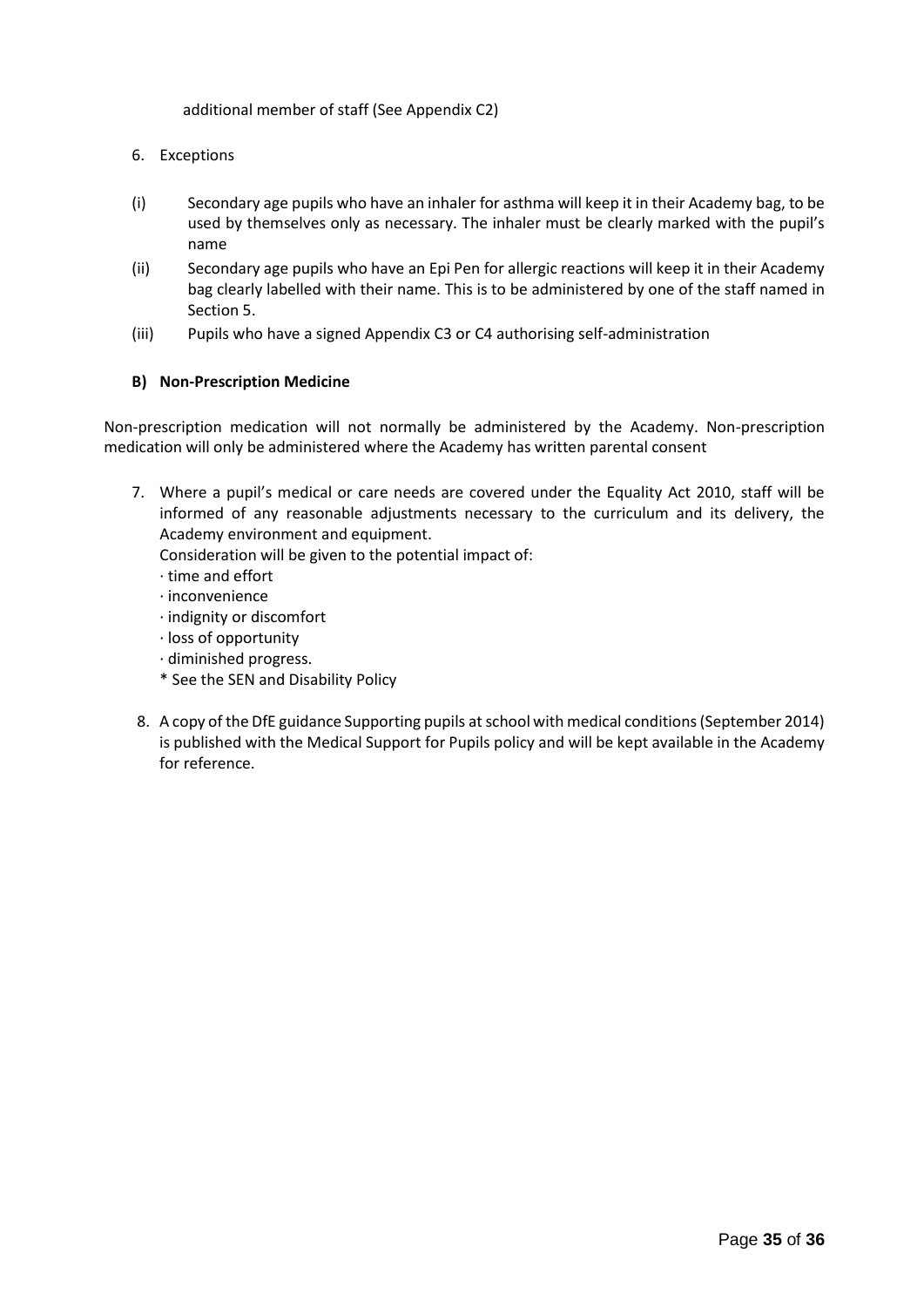additional member of staff (See Appendix C2)

6. Exceptions

(i) Secondary age pupils who have an inhaler for asthma will keep it in their Academy bag, to be used by themselves only as necessary. The inhaler must be clearly marked with the pupil's name

(ii) Secondary age pupils who have an Epi Pen for allergic reactions will keep it in their Academy bag clearly labelled with their name. This is to be administered by one of the staff named in Section 5.

(iii) Pupils who have a signed Appendix C3 or C4 authorising self-administration

**B) Non-Prescription Medicine**

Non-prescription medication will not normally be administered by the Academy. Non-prescription medication will only be administered where the Academy has written parental consent

7. Where a pupil's medical or care needs are covered under the Equality Act 2010, staff will be informed of any reasonable adjustments necessary to the curriculum and its delivery, the Academy environment and equipment.
   Consideration will be given to the potential impact of:
   · time and effort
   · inconvenience
   · indignity or discomfort
   · loss of opportunity
   · diminished progress.
   * See the SEN and Disability Policy

8. A copy of the DfE guidance Supporting pupils at school with medical conditions (September 2014) is published with the Medical Support for Pupils policy and will be kept available in the Academy for reference.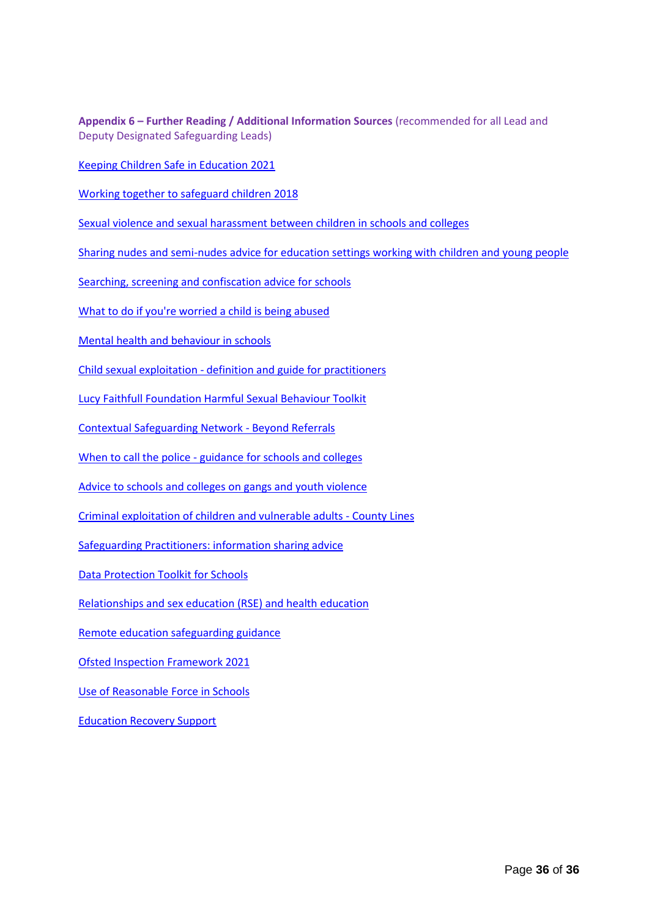**Appendix 6 – Further Reading / Additional Information Sources** (recommended for all Lead and Deputy Designated Safeguarding Leads)

Keeping Children Safe in Education 2021

Working together to safeguard children 2018

Sexual violence and sexual harassment between children in schools and colleges

Sharing nudes and semi-nudes advice for education settings working with children and young people

Searching, screening and confiscation advice for schools

What to do if you're worried a child is being abused

Mental health and behaviour in schools

Child sexual exploitation - definition and guide for practitioners

Lucy Faithfull Foundation Harmful Sexual Behaviour Toolkit

Contextual Safeguarding Network - Beyond Referrals

When to call the police - guidance for schools and colleges

Advice to schools and colleges on gangs and youth violence

Criminal exploitation of children and vulnerable adults - County Lines

Safeguarding Practitioners: information sharing advice

Data Protection Toolkit for Schools

Relationships and sex education (RSE) and health education

Remote education safeguarding guidance

Ofsted Inspection Framework 2021

Use of Reasonable Force in Schools

Education Recovery Support